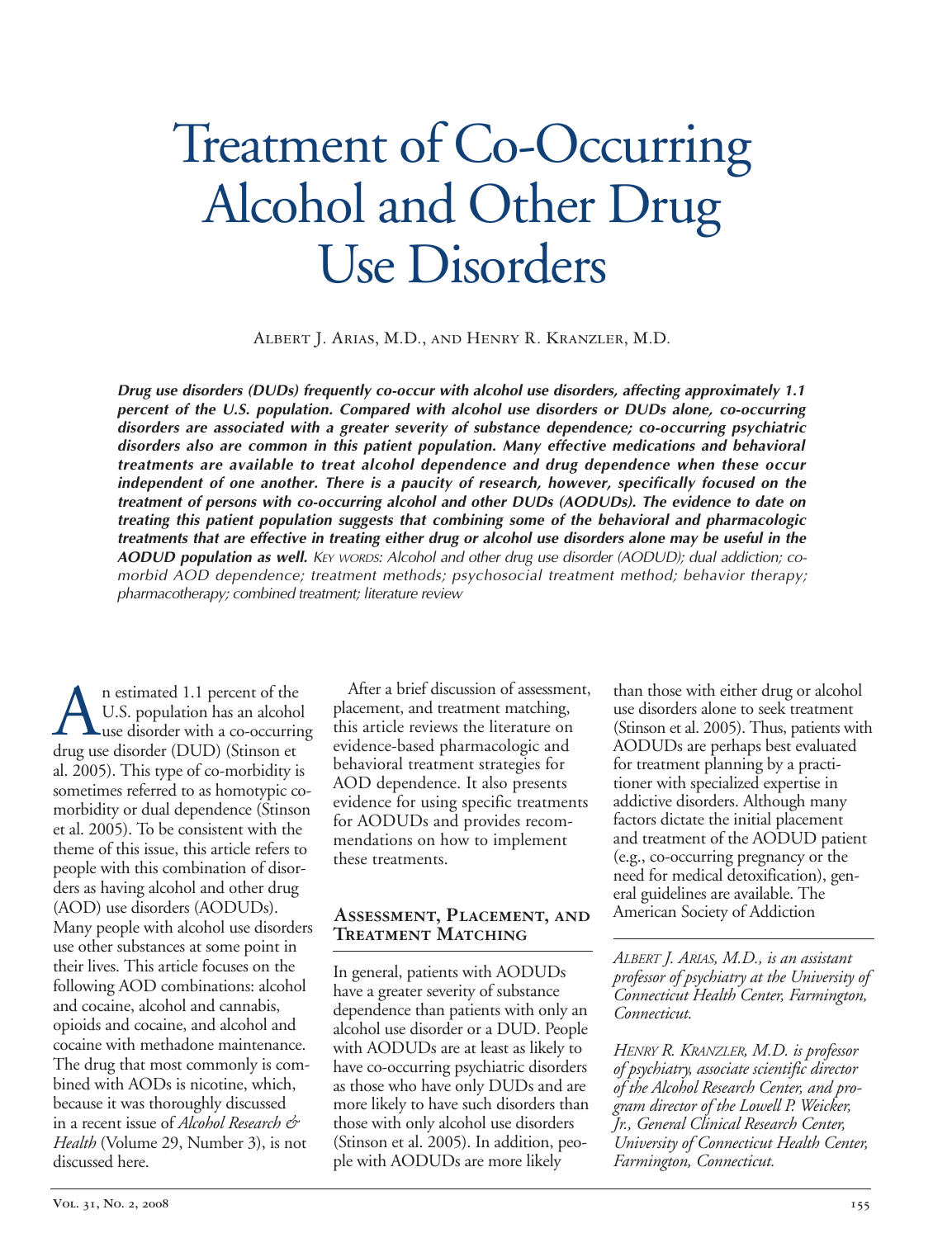# Treatment of Co-Occurring Alcohol and Other Drug Use Disorders

Albert J. Arias, M.D., and Henry R. Kranzler, M.D.

***Drug use disorders (DUDs) frequently co-occur with alcohol use disorders, affecting approximately 1.1 percent of the U.S. population. Compared with alcohol use disorders or DUDs alone, co-occurring disorders are associated with a greater severity of substance dependence; co-occurring psychiatric disorders also are common in this patient population. Many effective medications and behavioral treatments are available to treat alcohol dependence and drug dependence when these occur independent of one another. There is a paucity of research, however, specifically focused on the treatment of persons with co-occurring alcohol and other DUDs (AODUDs). The evidence to date on treating this patient population suggests that combining some of the behavioral and pharmacologic treatments that are effective in treating either drug or alcohol use disorders alone may be useful in the AODUD population as well.*** *Key words: Alcohol and other drug use disorder (AODUD); dual addiction; comorbid AOD dependence; treatment methods; psychosocial treatment method; behavior therapy; pharmacotherapy; combined treatment; literature review*

An estimated 1.1 percent of the U.S. population has an alcohol use disorder with a co-occurring drug use disorder (DUD) (Stinson et al. 2005). This type of co-morbidity is sometimes referred to as homotypic comorbidity or dual dependence (Stinson et al. 2005). To be consistent with the theme of this issue, this article refers to people with this combination of disorders as having alcohol and other drug (AOD) use disorders (AODUDs). Many people with alcohol use disorders use other substances at some point in their lives. This article focuses on the following AOD combinations: alcohol and cocaine, alcohol and cannabis, opioids and cocaine, and alcohol and cocaine with methadone maintenance. The drug that most commonly is combined with AODs is nicotine, which, because it was thoroughly discussed in a recent issue of *Alcohol Research & Health* (Volume 29, Number 3), is not discussed here.

After a brief discussion of assessment, placement, and treatment matching, this article reviews the literature on evidence-based pharmacologic and behavioral treatment strategies for AOD dependence. It also presents evidence for using specific treatments for AODUDs and provides recommendations on how to implement these treatments.

## Assessment, Placement, and Treatment Matching

In general, patients with AODUDs have a greater severity of substance dependence than patients with only an alcohol use disorder or a DUD. People with AODUDs are at least as likely to have co-occurring psychiatric disorders as those who have only DUDs and are more likely to have such disorders than those with only alcohol use disorders (Stinson et al. 2005). In addition, people with AODUDs are more likely than those with either drug or alcohol use disorders alone to seek treatment (Stinson et al. 2005). Thus, patients with AODUDs are perhaps best evaluated for treatment planning by a practitioner with specialized expertise in addictive disorders. Although many factors dictate the initial placement and treatment of the AODUD patient (e.g., co-occurring pregnancy or the need for medical detoxification), general guidelines are available. The American Society of Addiction

*Albert J. Arias, M.D., is an assistant professor of psychiatry at the University of Connecticut Health Center, Farmington, Connecticut.*

*Henry R. Kranzler, M.D. is professor of psychiatry, associate scientific director of the Alcohol Research Center, and program director of the Lowell P. Weicker, Jr., General Clinical Research Center, University of Connecticut Health Center, Farmington, Connecticut.*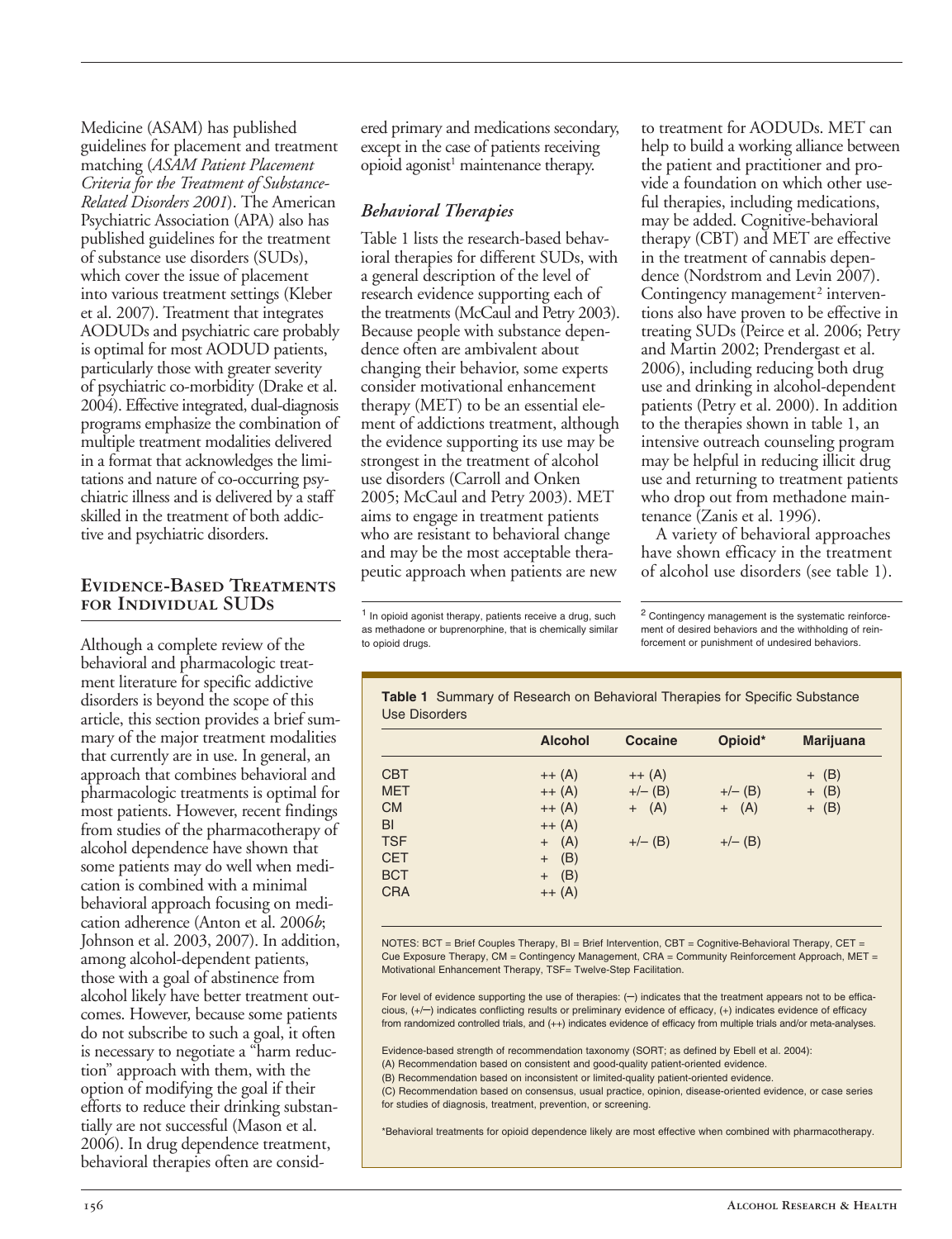Medicine (ASAM) has published guidelines for placement and treatment matching (*ASAM Patient Placement Criteria for the Treatment of Substance-Related Disorders 2001*). The American Psychiatric Association (APA) also has published guidelines for the treatment of substance use disorders (SUDs), which cover the issue of placement into various treatment settings (Kleber et al. 2007). Treatment that integrates AODUDs and psychiatric care probably is optimal for most AODUD patients, particularly those with greater severity of psychiatric co-morbidity (Drake et al. 2004). Effective integrated, dual-diagnosis programs emphasize the combination of multiple treatment modalities delivered in a format that acknowledges the limitations and nature of co-occurring psychiatric illness and is delivered by a staff skilled in the treatment of both addictive and psychiatric disorders.

## Evidence-Based Treatments for Individual SUDs

Although a complete review of the behavioral and pharmacologic treatment literature for specific addictive disorders is beyond the scope of this article, this section provides a brief summary of the major treatment modalities that currently are in use. In general, an approach that combines behavioral and pharmacologic treatments is optimal for most patients. However, recent findings from studies of the pharmacotherapy of alcohol dependence have shown that some patients may do well when medication is combined with a minimal behavioral approach focusing on medication adherence (Anton et al. 2006*b*; Johnson et al. 2003, 2007). In addition, among alcohol-dependent patients, those with a goal of abstinence from alcohol likely have better treatment outcomes. However, because some patients do not subscribe to such a goal, it often is necessary to negotiate a "harm reduction" approach with them, with the option of modifying the goal if their efforts to reduce their drinking substantially are not successful (Mason et al. 2006). In drug dependence treatment, behavioral therapies often are considered primary and medications secondary, except in the case of patients receiving opioid agonist[1] maintenance therapy.

### *Behavioral Therapies*

Table 1 lists the research-based behavioral therapies for different SUDs, with a general description of the level of research evidence supporting each of the treatments (McCaul and Petry 2003). Because people with substance dependence often are ambivalent about changing their behavior, some experts consider motivational enhancement therapy (MET) to be an essential element of addictions treatment, although the evidence supporting its use may be strongest in the treatment of alcohol use disorders (Carroll and Onken 2005; McCaul and Petry 2003). MET aims to engage in treatment patients who are resistant to behavioral change and may be the most acceptable therapeutic approach when patients are new to treatment for AODUDs. MET can help to build a working alliance between the patient and practitioner and provide a foundation on which other useful therapies, including medications, may be added. Cognitive-behavioral therapy (CBT) and MET are effective in the treatment of cannabis dependence (Nordstrom and Levin 2007). Contingency management[2] interventions also have proven to be effective in treating SUDs (Peirce et al. 2006; Petry and Martin 2002; Prendergast et al. 2006), including reducing both drug use and drinking in alcohol-dependent patients (Petry et al. 2000). In addition to the therapies shown in table 1, an intensive outreach counseling program may be helpful in reducing illicit drug use and returning to treatment patients who drop out from methadone maintenance (Zanis et al. 1996).

A variety of behavioral approaches have shown efficacy in the treatment of alcohol use disorders (see table 1).

[1] In opioid agonist therapy, patients receive a drug, such as methadone or buprenorphine, that is chemically similar to opioid drugs.

[2] Contingency management is the systematic reinforcement of desired behaviors and the withholding of reinforcement or punishment of undesired behaviors.

**Table 1** Summary of Research on Behavioral Therapies for Specific Substance Use Disorders

| | Alcohol | Cocaine | Opioid* | Marijuana |
|---|---|---|---|---|
| CBT | ++ (A) | ++ (A) | | + (B) |
| MET | ++ (A) | +/– (B) | +/– (B) | + (B) |
| CM | ++ (A) | + (A) | + (A) | + (B) |
| BI | ++ (A) | | | |
| TSF | + (A) | +/– (B) | +/– (B) | |
| CET | + (B) | | | |
| BCT | + (B) | | | |
| CRA | ++ (A) | | | |

NOTES: BCT = Brief Couples Therapy, BI = Brief Intervention, CBT = Cognitive-Behavioral Therapy, CET = Cue Exposure Therapy, CM = Contingency Management, CRA = Community Reinforcement Approach, MET = Motivational Enhancement Therapy, TSF= Twelve-Step Facilitation.

For level of evidence supporting the use of therapies: (–) indicates that the treatment appears not to be efficacious, (+/–) indicates conflicting results or preliminary evidence of efficacy, (+) indicates evidence of efficacy from randomized controlled trials, and (++) indicates evidence of efficacy from multiple trials and/or meta-analyses.

Evidence-based strength of recommendation taxonomy (SORT; as defined by Ebell et al. 2004):
(A) Recommendation based on consistent and good-quality patient-oriented evidence.
(B) Recommendation based on inconsistent or limited-quality patient-oriented evidence.
(C) Recommendation based on consensus, usual practice, opinion, disease-oriented evidence, or case series for studies of diagnosis, treatment, prevention, or screening.

*Behavioral treatments for opioid dependence likely are most effective when combined with pharmacotherapy.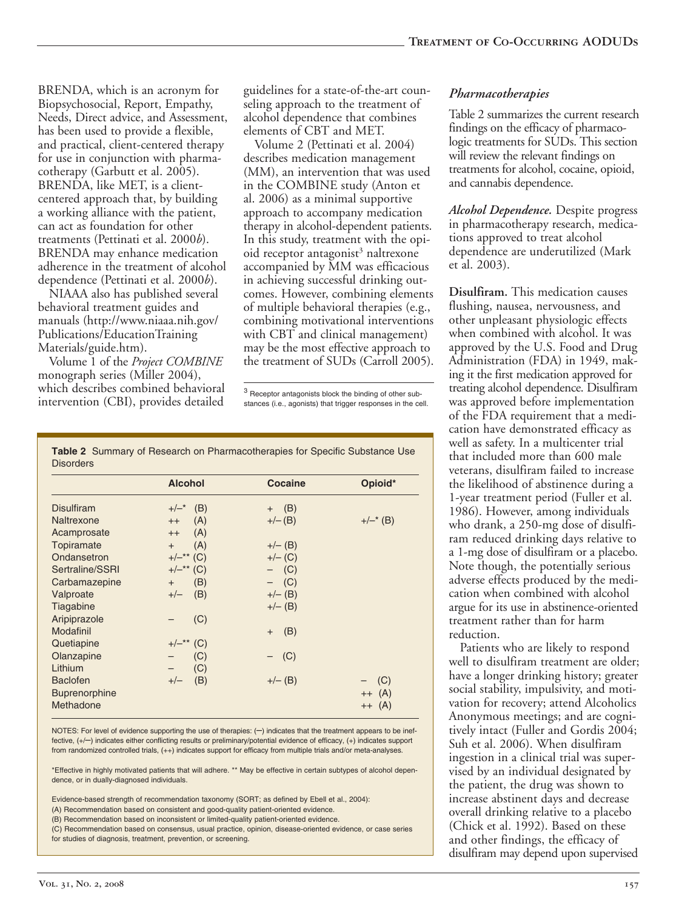BRENDA, which is an acronym for Biopsychosocial, Report, Empathy, Needs, Direct advice, and Assessment, has been used to provide a flexible, and practical, client-centered therapy for use in conjunction with pharmacotherapy (Garbutt et al. 2005). BRENDA, like MET, is a client-centered approach that, by building a working alliance with the patient, can act as foundation for other treatments (Pettinati et al. 2000*b*). BRENDA may enhance medication adherence in the treatment of alcohol dependence (Pettinati et al. 2000*b*).

NIAAA also has published several behavioral treatment guides and manuals (http://www.niaaa.nih.gov/Publications/EducationTrainingMaterials/guide.htm).

Volume 1 of the *Project COMBINE* monograph series (Miller 2004), which describes combined behavioral intervention (CBI), provides detailed guidelines for a state-of-the-art counseling approach to the treatment of alcohol dependence that combines elements of CBT and MET.

Volume 2 (Pettinati et al. 2004) describes medication management (MM), an intervention that was used in the COMBINE study (Anton et al. 2006) as a minimal supportive approach to accompany medication therapy in alcohol-dependent patients. In this study, treatment with the opioid receptor antagonist[3] naltrexone accompanied by MM was efficacious in achieving successful drinking outcomes. However, combining elements of multiple behavioral therapies (e.g., combining motivational interventions with CBT and clinical management) may be the most effective approach to the treatment of SUDs (Carroll 2005).

[3] Receptor antagonists block the binding of other substances (i.e., agonists) that trigger responses in the cell.

**Table 2** Summary of Research on Pharmacotherapies for Specific Substance Use Disorders

| | Alcohol | Cocaine | Opioid* |
|---|---|---|---|
| Disulfiram | +/–* (B) | + (B) | |
| Naltrexone | ++ (A) | +/– (B) | +/–* (B) |
| Acamprosate | ++ (A) | | |
| Topiramate | + (A) | +/– (B) | |
| Ondansetron | +/–** (C) | +/– (C) | |
| Sertraline/SSRI | +/–** (C) | – (C) | |
| Carbamazepine | + (B) | – (C) | |
| Valproate | +/– (B) | +/– (B) | |
| Tiagabine | | +/– (B) | |
| Aripiprazole | – (C) | | |
| Modafinil | | + (B) | |
| Quetiapine | +/–** (C) | | |
| Olanzapine | – (C) | – (C) | |
| Lithium | – (C) | | |
| Baclofen | +/– (B) | +/– (B) | – (C) |
| Buprenorphine | | | ++ (A) |
| Methadone | | | ++ (A) |

NOTES: For level of evidence supporting the use of therapies: (–) indicates that the treatment appears to be ineffective, (+/–) indicates either conflicting results or preliminary/potential evidence of efficacy, (+) indicates support from randomized controlled trials, (++) indicates support for efficacy from multiple trials and/or meta-analyses.

*Effective in highly motivated patients that will adhere. ** May be effective in certain subtypes of alcohol dependence, or in dually-diagnosed individuals.

Evidence-based strength of recommendation taxonomy (SORT; as defined by Ebell et al., 2004):
(A) Recommendation based on consistent and good-quality patient-oriented evidence.
(B) Recommendation based on inconsistent or limited-quality patient-oriented evidence.
(C) Recommendation based on consensus, usual practice, opinion, disease-oriented evidence, or case series for studies of diagnosis, treatment, prevention, or screening.

### *Pharmacotherapies*

Table 2 summarizes the current research findings on the efficacy of pharmacologic treatments for SUDs. This section will review the relevant findings on treatments for alcohol, cocaine, opioid, and cannabis dependence.

***Alcohol Dependence.*** Despite progress in pharmacotherapy research, medications approved to treat alcohol dependence are underutilized (Mark et al. 2003).

**Disulfiram.** This medication causes flushing, nausea, nervousness, and other unpleasant physiologic effects when combined with alcohol. It was approved by the U.S. Food and Drug Administration (FDA) in 1949, making it the first medication approved for treating alcohol dependence. Disulfiram was approved before implementation of the FDA requirement that a medication have demonstrated efficacy as well as safety. In a multicenter trial that included more than 600 male veterans, disulfiram failed to increase the likelihood of abstinence during a 1-year treatment period (Fuller et al. 1986). However, among individuals who drank, a 250-mg dose of disulfiram reduced drinking days relative to a 1-mg dose of disulfiram or a placebo. Note though, the potentially serious adverse effects produced by the medication when combined with alcohol argue for its use in abstinence-oriented treatment rather than for harm reduction.

Patients who are likely to respond well to disulfiram treatment are older; have a longer drinking history; greater social stability, impulsivity, and motivation for recovery; attend Alcoholics Anonymous meetings; and are cognitively intact (Fuller and Gordis 2004; Suh et al. 2006). When disulfiram ingestion in a clinical trial was supervised by an individual designated by the patient, the drug was shown to increase abstinent days and decrease overall drinking relative to a placebo (Chick et al. 1992). Based on these and other findings, the efficacy of disulfiram may depend upon supervised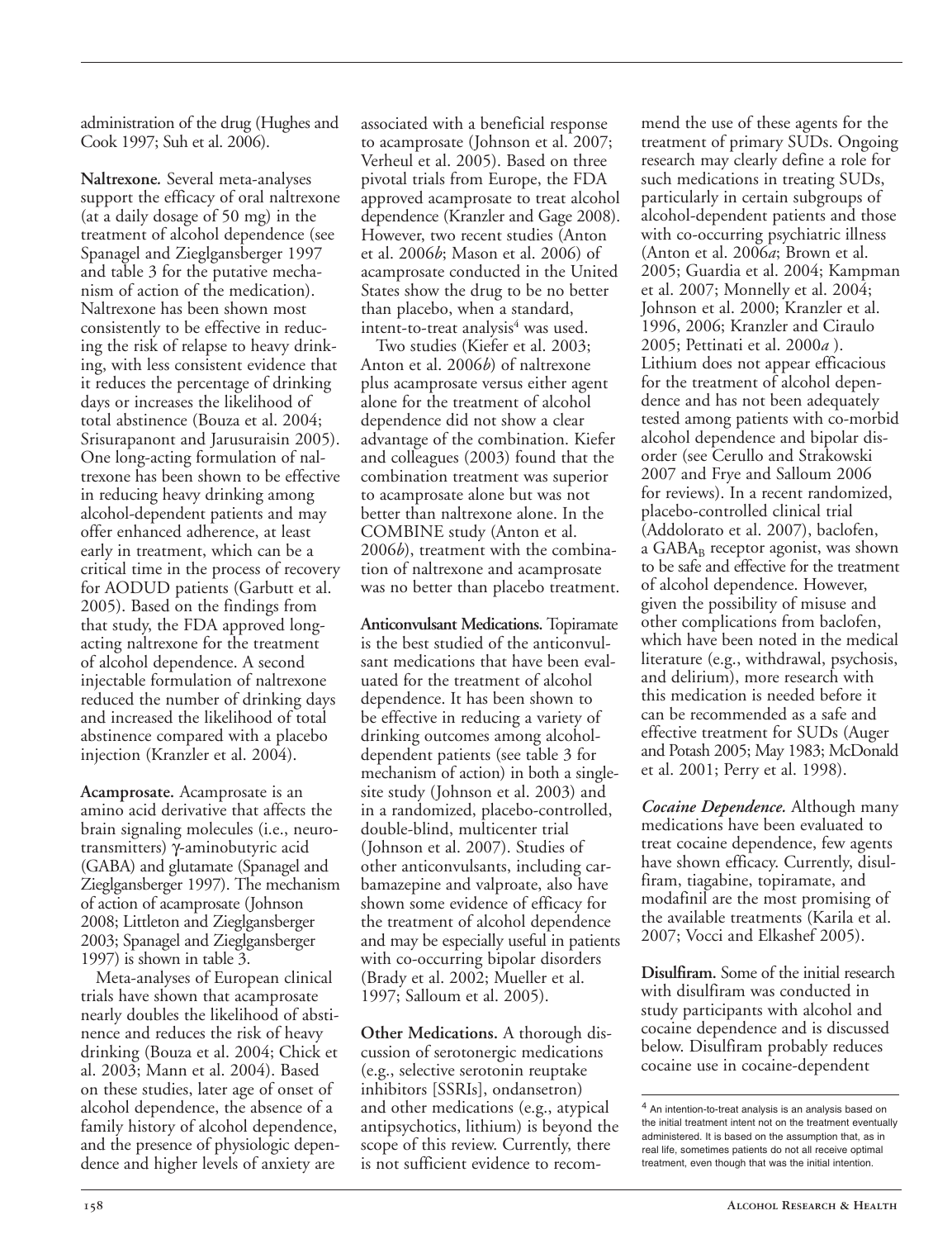administration of the drug (Hughes and Cook 1997; Suh et al. 2006).

**Naltrexone.** Several meta-analyses support the efficacy of oral naltrexone (at a daily dosage of 50 mg) in the treatment of alcohol dependence (see Spanagel and Zieglgansberger 1997 and table 3 for the putative mechanism of action of the medication). Naltrexone has been shown most consistently to be effective in reducing the risk of relapse to heavy drinking, with less consistent evidence that it reduces the percentage of drinking days or increases the likelihood of total abstinence (Bouza et al. 2004; Srisurapanont and Jarusuraisin 2005). One long-acting formulation of naltrexone has been shown to be effective in reducing heavy drinking among alcohol-dependent patients and may offer enhanced adherence, at least early in treatment, which can be a critical time in the process of recovery for AODUD patients (Garbutt et al. 2005). Based on the findings from that study, the FDA approved long-acting naltrexone for the treatment of alcohol dependence. A second injectable formulation of naltrexone reduced the number of drinking days and increased the likelihood of total abstinence compared with a placebo injection (Kranzler et al. 2004).

**Acamprosate.** Acamprosate is an amino acid derivative that affects the brain signaling molecules (i.e., neurotransmitters) γ-aminobutyric acid (GABA) and glutamate (Spanagel and Zieglgansberger 1997). The mechanism of action of acamprosate (Johnson 2008; Littleton and Zieglgansberger 2003; Spanagel and Zieglgansberger 1997) is shown in table 3.

Meta-analyses of European clinical trials have shown that acamprosate nearly doubles the likelihood of abstinence and reduces the risk of heavy drinking (Bouza et al. 2004; Chick et al. 2003; Mann et al. 2004). Based on these studies, later age of onset of alcohol dependence, the absence of a family history of alcohol dependence, and the presence of physiologic dependence and higher levels of anxiety are associated with a beneficial response to acamprosate (Johnson et al. 2007; Verheul et al. 2005). Based on three pivotal trials from Europe, the FDA approved acamprosate to treat alcohol dependence (Kranzler and Gage 2008). However, two recent studies (Anton et al. 2006*b*; Mason et al. 2006) of acamprosate conducted in the United States show the drug to be no better than placebo, when a standard, intent-to-treat analysis[4] was used.

Two studies (Kiefer et al. 2003; Anton et al. 2006*b*) of naltrexone plus acamprosate versus either agent alone for the treatment of alcohol dependence did not show a clear advantage of the combination. Kiefer and colleagues (2003) found that the combination treatment was superior to acamprosate alone but was not better than naltrexone alone. In the COMBINE study (Anton et al. 2006*b*), treatment with the combination of naltrexone and acamprosate was no better than placebo treatment.

**Anticonvulsant Medications.** Topiramate is the best studied of the anticonvulsant medications that have been evaluated for the treatment of alcohol dependence. It has been shown to be effective in reducing a variety of drinking outcomes among alcohol-dependent patients (see table 3 for mechanism of action) in both a single-site study (Johnson et al. 2003) and in a randomized, placebo-controlled, double-blind, multicenter trial (Johnson et al. 2007). Studies of other anticonvulsants, including carbamazepine and valproate, also have shown some evidence of efficacy for the treatment of alcohol dependence and may be especially useful in patients with co-occurring bipolar disorders (Brady et al. 2002; Mueller et al. 1997; Salloum et al. 2005).

**Other Medications.** A thorough discussion of serotonergic medications (e.g., selective serotonin reuptake inhibitors [SSRIs], ondansetron) and other medications (e.g., atypical antipsychotics, lithium) is beyond the scope of this review. Currently, there is not sufficient evidence to recommend the use of these agents for the treatment of primary SUDs. Ongoing research may clearly define a role for such medications in treating SUDs, particularly in certain subgroups of alcohol-dependent patients and those with co-occurring psychiatric illness (Anton et al. 2006*a*; Brown et al. 2005; Guardia et al. 2004; Kampman et al. 2007; Monnelly et al. 2004; Johnson et al. 2000; Kranzler et al. 1996, 2006; Kranzler and Ciraulo 2005; Pettinati et al. 2000*a* ). Lithium does not appear efficacious for the treatment of alcohol dependence and has not been adequately tested among patients with co-morbid alcohol dependence and bipolar disorder (see Cerullo and Strakowski 2007 and Frye and Salloum 2006 for reviews). In a recent randomized, placebo-controlled clinical trial (Addolorato et al. 2007), baclofen, a $GABA_B$ receptor agonist, was shown to be safe and effective for the treatment of alcohol dependence. However, given the possibility of misuse and other complications from baclofen, which have been noted in the medical literature (e.g., withdrawal, psychosis, and delirium), more research with this medication is needed before it can be recommended as a safe and effective treatment for SUDs (Auger and Potash 2005; May 1983; McDonald et al. 2001; Perry et al. 1998).

***Cocaine Dependence.*** Although many medications have been evaluated to treat cocaine dependence, few agents have shown efficacy. Currently, disulfiram, tiagabine, topiramate, and modafinil are the most promising of the available treatments (Karila et al. 2007; Vocci and Elkashef 2005).

**Disulfiram.** Some of the initial research with disulfiram was conducted in study participants with alcohol and cocaine dependence and is discussed below. Disulfiram probably reduces cocaine use in cocaine-dependent

[4] An intention-to-treat analysis is an analysis based on the initial treatment intent not on the treatment eventually administered. It is based on the assumption that, as in real life, sometimes patients do not all receive optimal treatment, even though that was the initial intention.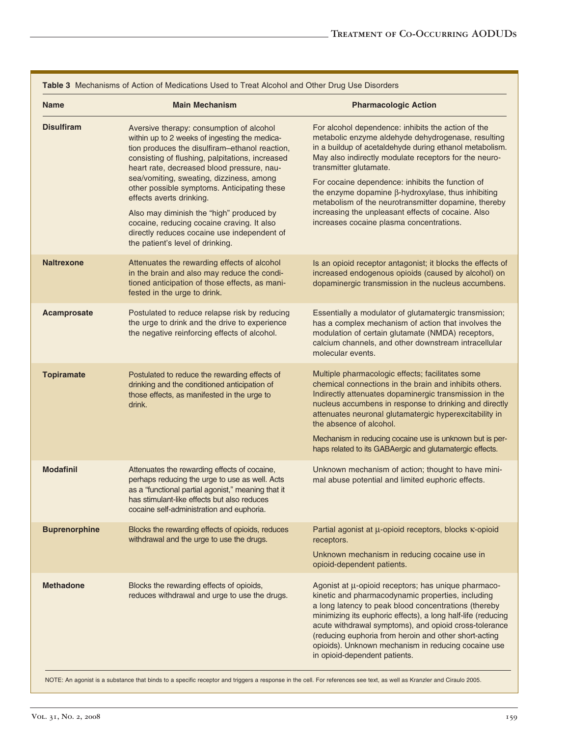**Table 3** Mechanisms of Action of Medications Used to Treat Alcohol and Other Drug Use Disorders

| Name | Main Mechanism | Pharmacologic Action |
|---|---|---|
| **Disulfiram** | Aversive therapy: consumption of alcohol within up to 2 weeks of ingesting the medication produces the disulfiram–ethanol reaction, consisting of flushing, palpitations, increased heart rate, decreased blood pressure, nausea/vomiting, sweating, dizziness, among other possible symptoms. Anticipating these effects averts drinking.<br><br>Also may diminish the "high" produced by cocaine, reducing cocaine craving. It also directly reduces cocaine use independent of the patient's level of drinking. | For alcohol dependence: inhibits the action of the metabolic enzyme aldehyde dehydrogenase, resulting in a buildup of acetaldehyde during ethanol metabolism. May also indirectly modulate receptors for the neurotransmitter glutamate.<br><br>For cocaine dependence: inhibits the function of the enzyme dopamine β-hydroxylase, thus inhibiting metabolism of the neurotransmitter dopamine, thereby increasing the unpleasant effects of cocaine. Also increases cocaine plasma concentrations. |
| **Naltrexone** | Attenuates the rewarding effects of alcohol in the brain and also may reduce the conditioned anticipation of those effects, as manifested in the urge to drink. | Is an opioid receptor antagonist; it blocks the effects of increased endogenous opioids (caused by alcohol) on dopaminergic transmission in the nucleus accumbens. |
| **Acamprosate** | Postulated to reduce relapse risk by reducing the urge to drink and the drive to experience the negative reinforcing effects of alcohol. | Essentially a modulator of glutamatergic transmission; has a complex mechanism of action that involves the modulation of certain glutamate (NMDA) receptors, calcium channels, and other downstream intracellular molecular events. |
| **Topiramate** | Postulated to reduce the rewarding effects of drinking and the conditioned anticipation of those effects, as manifested in the urge to drink. | Multiple pharmacologic effects; facilitates some chemical connections in the brain and inhibits others. Indirectly attenuates dopaminergic transmission in the nucleus accumbens in response to drinking and directly attenuates neuronal glutamatergic hyperexcitability in the absence of alcohol.<br><br>Mechanism in reducing cocaine use is unknown but is perhaps related to its GABAergic and glutamatergic effects. |
| **Modafinil** | Attenuates the rewarding effects of cocaine, perhaps reducing the urge to use as well. Acts as a "functional partial agonist," meaning that it has stimulant-like effects but also reduces cocaine self-administration and euphoria. | Unknown mechanism of action; thought to have minimal abuse potential and limited euphoric effects. |
| **Buprenorphine** | Blocks the rewarding effects of opioids, reduces withdrawal and the urge to use the drugs. | Partial agonist at μ-opioid receptors, blocks κ-opioid receptors.<br><br>Unknown mechanism in reducing cocaine use in opioid-dependent patients. |
| **Methadone** | Blocks the rewarding effects of opioids, reduces withdrawal and urge to use the drugs. | Agonist at μ-opioid receptors; has unique pharmacokinetic and pharmacodynamic properties, including a long latency to peak blood concentrations (thereby minimizing its euphoric effects), a long half-life (reducing acute withdrawal symptoms), and opioid cross-tolerance (reducing euphoria from heroin and other short-acting opioids). Unknown mechanism in reducing cocaine use in opioid-dependent patients. |

NOTE: An agonist is a substance that binds to a specific receptor and triggers a response in the cell. For references see text, as well as Kranzler and Ciraulo 2005.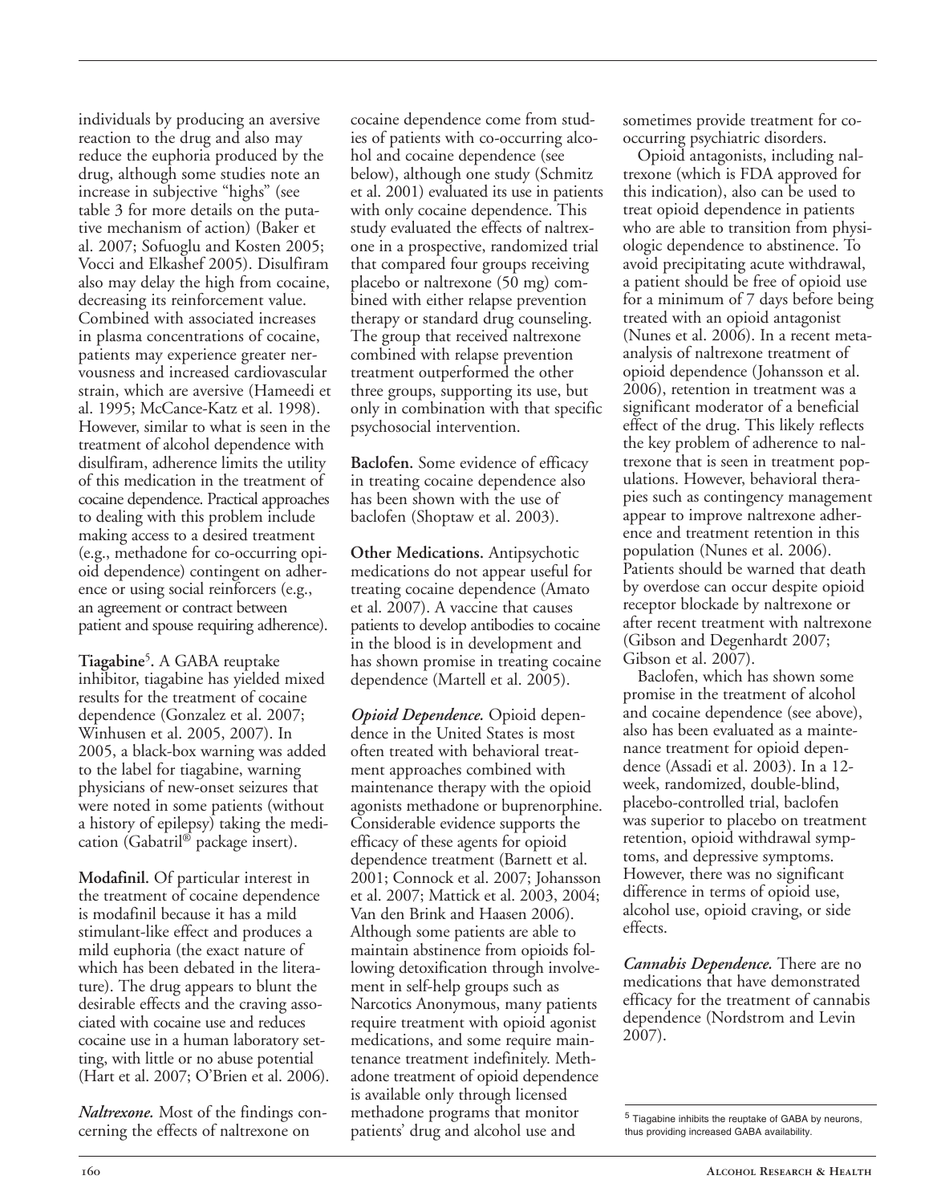individuals by producing an aversive reaction to the drug and also may reduce the euphoria produced by the drug, although some studies note an increase in subjective "highs" (see table 3 for more details on the putative mechanism of action) (Baker et al. 2007; Sofuoglu and Kosten 2005; Vocci and Elkashef 2005). Disulfiram also may delay the high from cocaine, decreasing its reinforcement value. Combined with associated increases in plasma concentrations of cocaine, patients may experience greater nervousness and increased cardiovascular strain, which are aversive (Hameedi et al. 1995; McCance-Katz et al. 1998). However, similar to what is seen in the treatment of alcohol dependence with disulfiram, adherence limits the utility of this medication in the treatment of cocaine dependence. Practical approaches to dealing with this problem include making access to a desired treatment (e.g., methadone for co-occurring opioid dependence) contingent on adherence or using social reinforcers (e.g., an agreement or contract between patient and spouse requiring adherence).

**Tiagabine**[5]**.** A GABA reuptake inhibitor, tiagabine has yielded mixed results for the treatment of cocaine dependence (Gonzalez et al. 2007; Winhusen et al. 2005, 2007). In 2005, a black-box warning was added to the label for tiagabine, warning physicians of new-onset seizures that were noted in some patients (without a history of epilepsy) taking the medication (Gabatril® package insert).

**Modafinil.** Of particular interest in the treatment of cocaine dependence is modafinil because it has a mild stimulant-like effect and produces a mild euphoria (the exact nature of which has been debated in the literature). The drug appears to blunt the desirable effects and the craving associated with cocaine use and reduces cocaine use in a human laboratory setting, with little or no abuse potential (Hart et al. 2007; O'Brien et al. 2006).

***Naltrexone.*** Most of the findings concerning the effects of naltrexone on cocaine dependence come from studies of patients with co-occurring alcohol and cocaine dependence (see below), although one study (Schmitz et al. 2001) evaluated its use in patients with only cocaine dependence. This study evaluated the effects of naltrexone in a prospective, randomized trial that compared four groups receiving placebo or naltrexone (50 mg) combined with either relapse prevention therapy or standard drug counseling. The group that received naltrexone combined with relapse prevention treatment outperformed the other three groups, supporting its use, but only in combination with that specific psychosocial intervention.

**Baclofen.** Some evidence of efficacy in treating cocaine dependence also has been shown with the use of baclofen (Shoptaw et al. 2003).

**Other Medications.** Antipsychotic medications do not appear useful for treating cocaine dependence (Amato et al. 2007). A vaccine that causes patients to develop antibodies to cocaine in the blood is in development and has shown promise in treating cocaine dependence (Martell et al. 2005).

***Opioid Dependence.*** Opioid dependence in the United States is most often treated with behavioral treatment approaches combined with maintenance therapy with the opioid agonists methadone or buprenorphine. Considerable evidence supports the efficacy of these agents for opioid dependence treatment (Barnett et al. 2001; Connock et al. 2007; Johansson et al. 2007; Mattick et al. 2003, 2004; Van den Brink and Haasen 2006). Although some patients are able to maintain abstinence from opioids following detoxification through involvement in self-help groups such as Narcotics Anonymous, many patients require treatment with opioid agonist medications, and some require maintenance treatment indefinitely. Methadone treatment of opioid dependence is available only through licensed methadone programs that monitor patients' drug and alcohol use and sometimes provide treatment for co-occurring psychiatric disorders.

Opioid antagonists, including naltrexone (which is FDA approved for this indication), also can be used to treat opioid dependence in patients who are able to transition from physiologic dependence to abstinence. To avoid precipitating acute withdrawal, a patient should be free of opioid use for a minimum of 7 days before being treated with an opioid antagonist (Nunes et al. 2006). In a recent meta-analysis of naltrexone treatment of opioid dependence (Johansson et al. 2006), retention in treatment was a significant moderator of a beneficial effect of the drug. This likely reflects the key problem of adherence to naltrexone that is seen in treatment populations. However, behavioral therapies such as contingency management appear to improve naltrexone adherence and treatment retention in this population (Nunes et al. 2006). Patients should be warned that death by overdose can occur despite opioid receptor blockade by naltrexone or after recent treatment with naltrexone (Gibson and Degenhardt 2007; Gibson et al. 2007).

Baclofen, which has shown some promise in the treatment of alcohol and cocaine dependence (see above), also has been evaluated as a maintenance treatment for opioid dependence (Assadi et al. 2003). In a 12-week, randomized, double-blind, placebo-controlled trial, baclofen was superior to placebo on treatment retention, opioid withdrawal symptoms, and depressive symptoms. However, there was no significant difference in terms of opioid use, alcohol use, opioid craving, or side effects.

***Cannabis Dependence.*** There are no medications that have demonstrated efficacy for the treatment of cannabis dependence (Nordstrom and Levin 2007).

[5] Tiagabine inhibits the reuptake of GABA by neurons, thus providing increased GABA availability.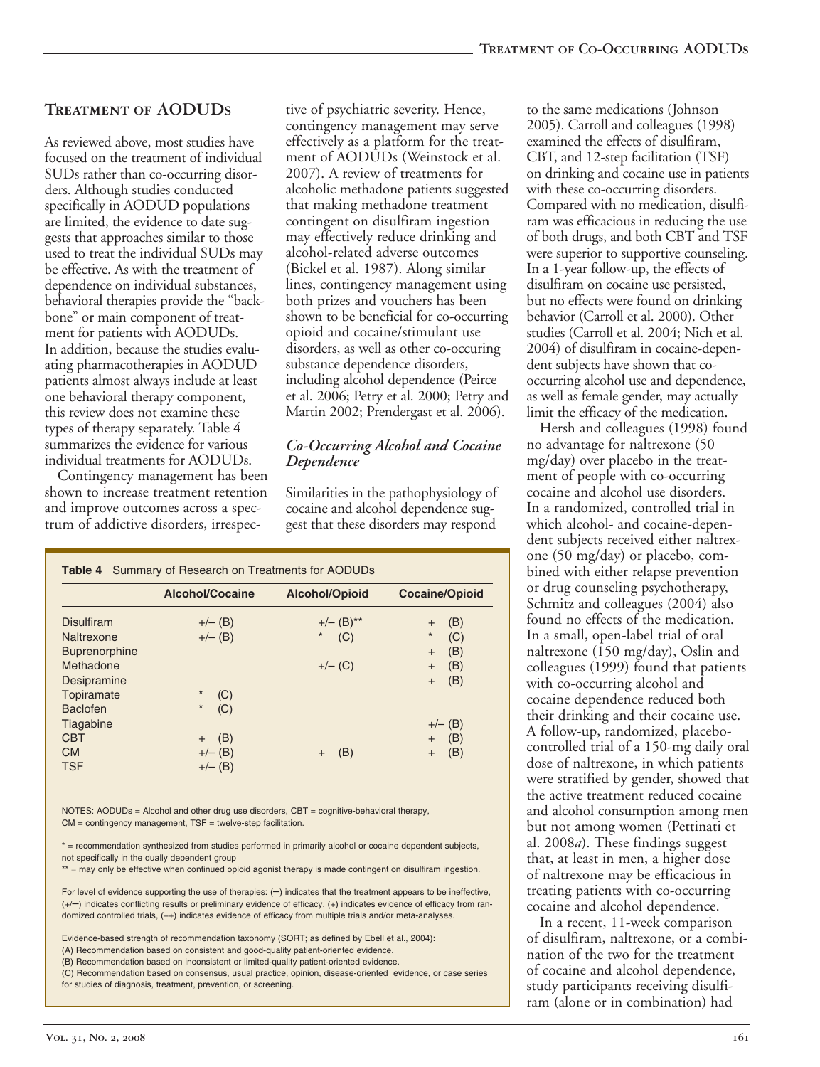## Treatment of AODUDs

As reviewed above, most studies have focused on the treatment of individual SUDs rather than co-occurring disorders. Although studies conducted specifically in AODUD populations are limited, the evidence to date suggests that approaches similar to those used to treat the individual SUDs may be effective. As with the treatment of dependence on individual substances, behavioral therapies provide the "backbone" or main component of treatment for patients with AODUDs. In addition, because the studies evaluating pharmacotherapies in AODUD patients almost always include at least one behavioral therapy component, this review does not examine these types of therapy separately. Table 4 summarizes the evidence for various individual treatments for AODUDs.

Contingency management has been shown to increase treatment retention and improve outcomes across a spectrum of addictive disorders, irrespective of psychiatric severity. Hence, contingency management may serve effectively as a platform for the treatment of AODUDs (Weinstock et al. 2007). A review of treatments for alcoholic methadone patients suggested that making methadone treatment contingent on disulfiram ingestion may effectively reduce drinking and alcohol-related adverse outcomes (Bickel et al. 1987). Along similar lines, contingency management using both prizes and vouchers has been shown to be beneficial for co-occurring opioid and cocaine/stimulant use disorders, as well as other co-occuring substance dependence disorders, including alcohol dependence (Peirce et al. 2006; Petry et al. 2000; Petry and Martin 2002; Prendergast et al. 2006).

### *Co-Occurring Alcohol and Cocaine Dependence*

Similarities in the pathophysiology of cocaine and alcohol dependence suggest that these disorders may respond to the same medications (Johnson 2005). Carroll and colleagues (1998) examined the effects of disulfiram, CBT, and 12-step facilitation (TSF) on drinking and cocaine use in patients with these co-occurring disorders. Compared with no medication, disulfiram was efficacious in reducing the use of both drugs, and both CBT and TSF were superior to supportive counseling. In a 1-year follow-up, the effects of disulfiram on cocaine use persisted, but no effects were found on drinking behavior (Carroll et al. 2000). Other studies (Carroll et al. 2004; Nich et al. 2004) of disulfiram in cocaine-dependent subjects have shown that co-occurring alcohol use and dependence, as well as female gender, may actually limit the efficacy of the medication.

Hersh and colleagues (1998) found no advantage for naltrexone (50 mg/day) over placebo in the treatment of people with co-occurring cocaine and alcohol use disorders. In a randomized, controlled trial in which alcohol- and cocaine-dependent subjects received either naltrexone (50 mg/day) or placebo, combined with either relapse prevention or drug counseling psychotherapy, Schmitz and colleagues (2004) also found no effects of the medication. In a small, open-label trial of oral naltrexone (150 mg/day), Oslin and colleagues (1999) found that patients with co-occurring alcohol and cocaine dependence reduced both their drinking and their cocaine use. A follow-up, randomized, placebo-controlled trial of a 150-mg daily oral dose of naltrexone, in which patients were stratified by gender, showed that the active treatment reduced cocaine and alcohol consumption among men but not among women (Pettinati et al. 2008*a*). These findings suggest that, at least in men, a higher dose of naltrexone may be efficacious in treating patients with co-occurring cocaine and alcohol dependence.

In a recent, 11-week comparison of disulfiram, naltrexone, or a combination of the two for the treatment of cocaine and alcohol dependence, study participants receiving disulfiram (alone or in combination) had

**Table 4** Summary of Research on Treatments for AODUDs

| | Alcohol/Cocaine | Alcohol/Opioid | Cocaine/Opioid |
|---|---|---|---|
| Disulfiram | +/– (B) | +/– (B)** | + (B) |
| Naltrexone | +/– (B) | * (C) | * (C) |
| Buprenorphine | | | + (B) |
| Methadone | | +/– (C) | + (B) |
| Desipramine | | | + (B) |
| Topiramate | * (C) | | |
| Baclofen | * (C) | | |
| Tiagabine | | | +/– (B) |
| CBT | + (B) | | + (B) |
| CM | +/– (B) | + (B) | + (B) |
| TSF | +/– (B) | | |

NOTES: AODUDs = Alcohol and other drug use disorders, CBT = cognitive-behavioral therapy, CM = contingency management, TSF = twelve-step facilitation.

* = recommendation synthesized from studies performed in primarily alcohol or cocaine dependent subjects, not specifically in the dually dependent group

** = may only be effective when continued opioid agonist therapy is made contingent on disulfiram ingestion.

For level of evidence supporting the use of therapies: (–) indicates that the treatment appears to be ineffective, (+/–) indicates conflicting results or preliminary evidence of efficacy, (+) indicates evidence of efficacy from randomized controlled trials, (++) indicates evidence of efficacy from multiple trials and/or meta-analyses.

Evidence-based strength of recommendation taxonomy (SORT; as defined by Ebell et al., 2004):
(A) Recommendation based on consistent and good-quality patient-oriented evidence.
(B) Recommendation based on inconsistent or limited-quality patient-oriented evidence.
(C) Recommendation based on consensus, usual practice, opinion, disease-oriented evidence, or case series for studies of diagnosis, treatment, prevention, or screening.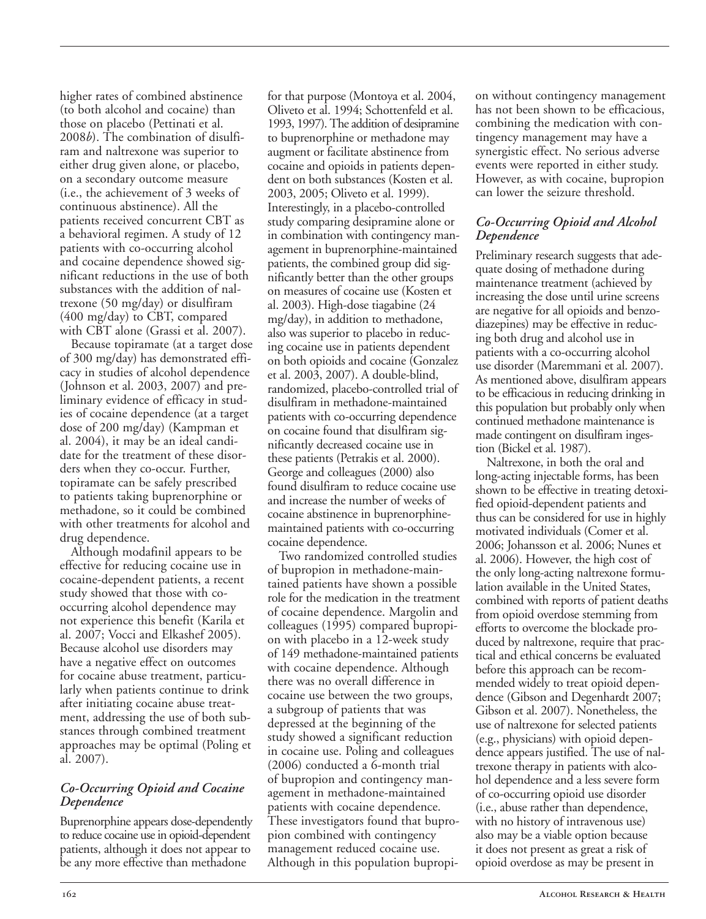higher rates of combined abstinence (to both alcohol and cocaine) than those on placebo (Pettinati et al. 2008*b*). The combination of disulfiram and naltrexone was superior to either drug given alone, or placebo, on a secondary outcome measure (i.e., the achievement of 3 weeks of continuous abstinence). All the patients received concurrent CBT as a behavioral regimen. A study of 12 patients with co-occurring alcohol and cocaine dependence showed significant reductions in the use of both substances with the addition of naltrexone (50 mg/day) or disulfiram (400 mg/day) to CBT, compared with CBT alone (Grassi et al. 2007).

Because topiramate (at a target dose of 300 mg/day) has demonstrated efficacy in studies of alcohol dependence (Johnson et al. 2003, 2007) and preliminary evidence of efficacy in studies of cocaine dependence (at a target dose of 200 mg/day) (Kampman et al. 2004), it may be an ideal candidate for the treatment of these disorders when they co-occur. Further, topiramate can be safely prescribed to patients taking buprenorphine or methadone, so it could be combined with other treatments for alcohol and drug dependence.

Although modafinil appears to be effective for reducing cocaine use in cocaine-dependent patients, a recent study showed that those with co-occurring alcohol dependence may not experience this benefit (Karila et al. 2007; Vocci and Elkashef 2005). Because alcohol use disorders may have a negative effect on outcomes for cocaine abuse treatment, particularly when patients continue to drink after initiating cocaine abuse treatment, addressing the use of both substances through combined treatment approaches may be optimal (Poling et al. 2007).

### *Co-Occurring Opioid and Cocaine Dependence*

Buprenorphine appears dose-dependently to reduce cocaine use in opioid-dependent patients, although it does not appear to be any more effective than methadone for that purpose (Montoya et al. 2004, Oliveto et al. 1994; Schottenfeld et al. 1993, 1997). The addition of desipramine to buprenorphine or methadone may augment or facilitate abstinence from cocaine and opioids in patients dependent on both substances (Kosten et al. 2003, 2005; Oliveto et al. 1999). Interestingly, in a placebo-controlled study comparing desipramine alone or in combination with contingency management in buprenorphine-maintained patients, the combined group did significantly better than the other groups on measures of cocaine use (Kosten et al. 2003). High-dose tiagabine (24 mg/day), in addition to methadone, also was superior to placebo in reducing cocaine use in patients dependent on both opioids and cocaine (Gonzalez et al. 2003, 2007). A double-blind, randomized, placebo-controlled trial of disulfiram in methadone-maintained patients with co-occurring dependence on cocaine found that disulfiram significantly decreased cocaine use in these patients (Petrakis et al. 2000). George and colleagues (2000) also found disulfiram to reduce cocaine use and increase the number of weeks of cocaine abstinence in buprenorphine-maintained patients with co-occurring cocaine dependence.

Two randomized controlled studies of bupropion in methadone-maintained patients have shown a possible role for the medication in the treatment of cocaine dependence. Margolin and colleagues (1995) compared bupropion with placebo in a 12-week study of 149 methadone-maintained patients with cocaine dependence. Although there was no overall difference in cocaine use between the two groups, a subgroup of patients that was depressed at the beginning of the study showed a significant reduction in cocaine use. Poling and colleagues (2006) conducted a 6-month trial of bupropion and contingency management in methadone-maintained patients with cocaine dependence. These investigators found that bupropion combined with contingency management reduced cocaine use. Although in this population bupropion without contingency management has not been shown to be efficacious, combining the medication with contingency management may have a synergistic effect. No serious adverse events were reported in either study. However, as with cocaine, bupropion can lower the seizure threshold.

### *Co-Occurring Opioid and Alcohol Dependence*

Preliminary research suggests that adequate dosing of methadone during maintenance treatment (achieved by increasing the dose until urine screens are negative for all opioids and benzodiazepines) may be effective in reducing both drug and alcohol use in patients with a co-occurring alcohol use disorder (Maremmani et al. 2007). As mentioned above, disulfiram appears to be efficacious in reducing drinking in this population but probably only when continued methadone maintenance is made contingent on disulfiram ingestion (Bickel et al. 1987).

Naltrexone, in both the oral and long-acting injectable forms, has been shown to be effective in treating detoxified opioid-dependent patients and thus can be considered for use in highly motivated individuals (Comer et al. 2006; Johansson et al. 2006; Nunes et al. 2006). However, the high cost of the only long-acting naltrexone formulation available in the United States, combined with reports of patient deaths from opioid overdose stemming from efforts to overcome the blockade produced by naltrexone, require that practical and ethical concerns be evaluated before this approach can be recommended widely to treat opioid dependence (Gibson and Degenhardt 2007; Gibson et al. 2007). Nonetheless, the use of naltrexone for selected patients (e.g., physicians) with opioid dependence appears justified. The use of naltrexone therapy in patients with alcohol dependence and a less severe form of co-occurring opioid use disorder (i.e., abuse rather than dependence, with no history of intravenous use) also may be a viable option because it does not present as great a risk of opioid overdose as may be present in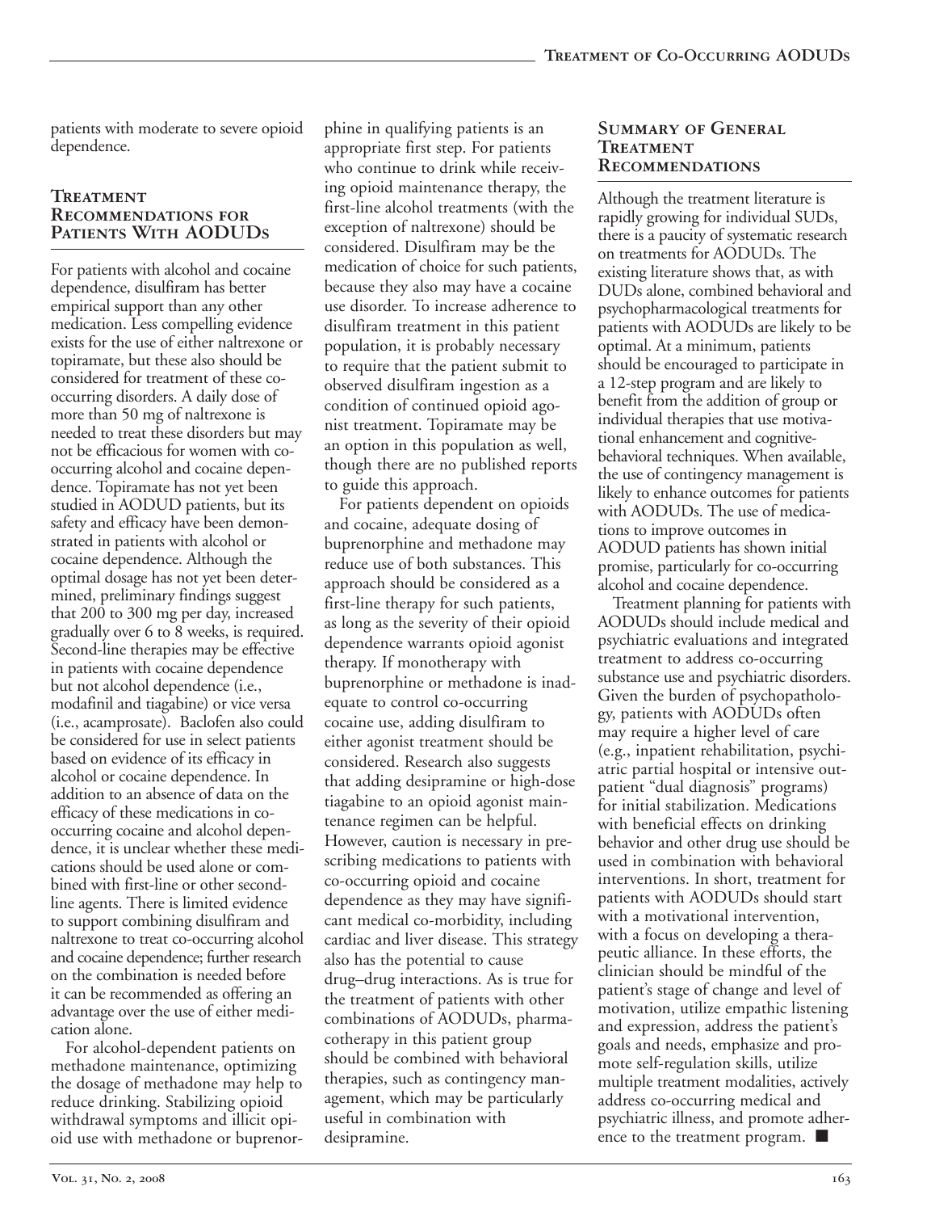patients with moderate to severe opioid dependence.

## Treatment Recommendations for Patients With AODUDs

For patients with alcohol and cocaine dependence, disulfiram has better empirical support than any other medication. Less compelling evidence exists for the use of either naltrexone or topiramate, but these also should be considered for treatment of these co-occurring disorders. A daily dose of more than 50 mg of naltrexone is needed to treat these disorders but may not be efficacious for women with co-occurring alcohol and cocaine dependence. Topiramate has not yet been studied in AODUD patients, but its safety and efficacy have been demonstrated in patients with alcohol or cocaine dependence. Although the optimal dosage has not yet been determined, preliminary findings suggest that 200 to 300 mg per day, increased gradually over 6 to 8 weeks, is required. Second-line therapies may be effective in patients with cocaine dependence but not alcohol dependence (i.e., modafinil and tiagabine) or vice versa (i.e., acamprosate). Baclofen also could be considered for use in select patients based on evidence of its efficacy in alcohol or cocaine dependence. In addition to an absence of data on the efficacy of these medications in co-occurring cocaine and alcohol dependence, it is unclear whether these medications should be used alone or combined with first-line or other second-line agents. There is limited evidence to support combining disulfiram and naltrexone to treat co-occurring alcohol and cocaine dependence; further research on the combination is needed before it can be recommended as offering an advantage over the use of either medication alone.

For alcohol-dependent patients on methadone maintenance, optimizing the dosage of methadone may help to reduce drinking. Stabilizing opioid withdrawal symptoms and illicit opioid use with methadone or buprenorphine in qualifying patients is an appropriate first step. For patients who continue to drink while receiving opioid maintenance therapy, the first-line alcohol treatments (with the exception of naltrexone) should be considered. Disulfiram may be the medication of choice for such patients, because they also may have a cocaine use disorder. To increase adherence to disulfiram treatment in this patient population, it is probably necessary to require that the patient submit to observed disulfiram ingestion as a condition of continued opioid agonist treatment. Topiramate may be an option in this population as well, though there are no published reports to guide this approach.

For patients dependent on opioids and cocaine, adequate dosing of buprenorphine and methadone may reduce use of both substances. This approach should be considered as a first-line therapy for such patients, as long as the severity of their opioid dependence warrants opioid agonist therapy. If monotherapy with buprenorphine or methadone is inadequate to control co-occurring cocaine use, adding disulfiram to either agonist treatment should be considered. Research also suggests that adding desipramine or high-dose tiagabine to an opioid agonist maintenance regimen can be helpful. However, caution is necessary in prescribing medications to patients with co-occurring opioid and cocaine dependence as they may have significant medical co-morbidity, including cardiac and liver disease. This strategy also has the potential to cause drug–drug interactions. As is true for the treatment of patients with other combinations of AODUDs, pharmacotherapy in this patient group should be combined with behavioral therapies, such as contingency management, which may be particularly useful in combination with desipramine.

## Summary of General Treatment Recommendations

Although the treatment literature is rapidly growing for individual SUDs, there is a paucity of systematic research on treatments for AODUDs. The existing literature shows that, as with DUDs alone, combined behavioral and psychopharmacological treatments for patients with AODUDs are likely to be optimal. At a minimum, patients should be encouraged to participate in a 12-step program and are likely to benefit from the addition of group or individual therapies that use motivational enhancement and cognitive-behavioral techniques. When available, the use of contingency management is likely to enhance outcomes for patients with AODUDs. The use of medications to improve outcomes in AODUD patients has shown initial promise, particularly for co-occurring alcohol and cocaine dependence.

Treatment planning for patients with AODUDs should include medical and psychiatric evaluations and integrated treatment to address co-occurring substance use and psychiatric disorders. Given the burden of psychopathology, patients with AODUDs often may require a higher level of care (e.g., inpatient rehabilitation, psychiatric partial hospital or intensive outpatient "dual diagnosis" programs) for initial stabilization. Medications with beneficial effects on drinking behavior and other drug use should be used in combination with behavioral interventions. In short, treatment for patients with AODUDs should start with a motivational intervention, with a focus on developing a therapeutic alliance. In these efforts, the clinician should be mindful of the patient's stage of change and level of motivation, utilize empathic listening and expression, address the patient's goals and needs, emphasize and promote self-regulation skills, utilize multiple treatment modalities, actively address co-occurring medical and psychiatric illness, and promote adherence to the treatment program. ■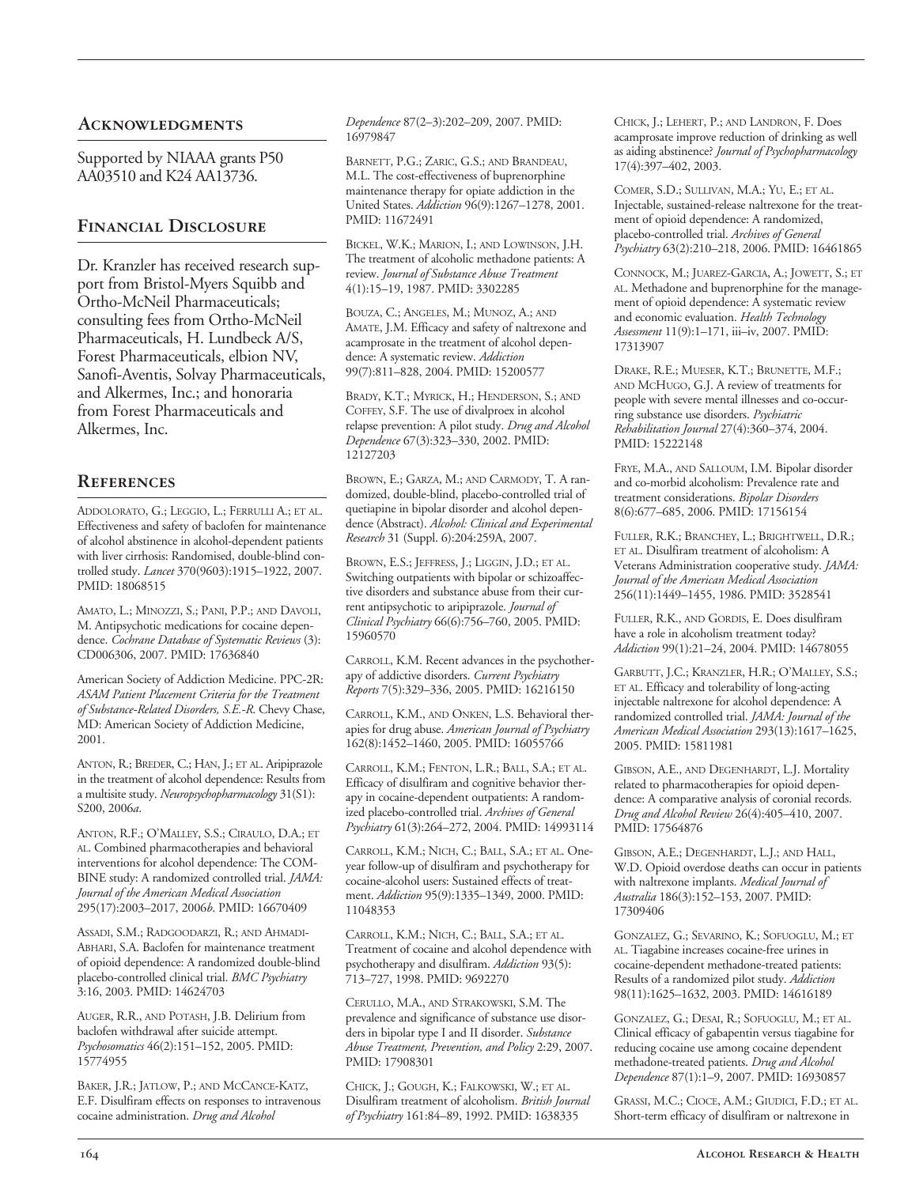## Acknowledgments

Supported by NIAAA grants P50 AA03510 and K24 AA13736.

## Financial Disclosure

Dr. Kranzler has received research support from Bristol-Myers Squibb and Ortho-McNeil Pharmaceuticals; consulting fees from Ortho-McNeil Pharmaceuticals, H. Lundbeck A/S, Forest Pharmaceuticals, elbion NV, Sanofi-Aventis, Solvay Pharmaceuticals, and Alkermes, Inc.; and honoraria from Forest Pharmaceuticals and Alkermes, Inc.

## References

Addolorato, G.; Leggio, L.; Ferrulli A.; et al. Effectiveness and safety of baclofen for maintenance of alcohol abstinence in alcohol-dependent patients with liver cirrhosis: Randomised, double-blind controlled study. *Lancet* 370(9603):1915–1922, 2007. PMID: 18068515

Amato, L.; Minozzi, S.; Pani, P.P.; and Davoli, M. Antipsychotic medications for cocaine dependence. *Cochrane Database of Systematic Reviews* (3): CD006306, 2007. PMID: 17636840

American Society of Addiction Medicine. PPC-2R: *ASAM Patient Placement Criteria for the Treatment of Substance-Related Disorders, S.E.-R.* Chevy Chase, MD: American Society of Addiction Medicine, 2001.

Anton, R.; Breder, C.; Han, J.; et al. Aripiprazole in the treatment of alcohol dependence: Results from a multisite study. *Neuropsychopharmacology* 31(S1): S200, 2006*a*.

Anton, R.F.; O'Malley, S.S.; Ciraulo, D.A.; et al. Combined pharmacotherapies and behavioral interventions for alcohol dependence: The COMBINE study: A randomized controlled trial. *JAMA: Journal of the American Medical Association* 295(17):2003–2017, 2006*b*. PMID: 16670409

Assadi, S.M.; Radgoodarzi, R.; and Ahmadi-Abhari, S.A. Baclofen for maintenance treatment of opioid dependence: A randomized double-blind placebo-controlled clinical trial. *BMC Psychiatry* 3:16, 2003. PMID: 14624703

Auger, R.R., and Potash, J.B. Delirium from baclofen withdrawal after suicide attempt. *Psychosomatics* 46(2):151–152, 2005. PMID: 15774955

Baker, J.R.; Jatlow, P.; and McCance-Katz, E.F. Disulfiram effects on responses to intravenous cocaine administration. *Drug and Alcohol Dependence* 87(2–3):202–209, 2007. PMID: 16979847

Barnett, P.G.; Zaric, G.S.; and Brandeau, M.L. The cost-effectiveness of buprenorphine maintenance therapy for opiate addiction in the United States. *Addiction* 96(9):1267–1278, 2001. PMID: 11672491

Bickel, W.K.; Marion, I.; and Lowinson, J.H. The treatment of alcoholic methadone patients: A review. *Journal of Substance Abuse Treatment* 4(1):15–19, 1987. PMID: 3302285

Bouza, C.; Angeles, M.; Munoz, A.; and Amate, J.M. Efficacy and safety of naltrexone and acamprosate in the treatment of alcohol dependence: A systematic review. *Addiction* 99(7):811–828, 2004. PMID: 15200577

Brady, K.T.; Myrick, H.; Henderson, S.; and Coffey, S.F. The use of divalproex in alcohol relapse prevention: A pilot study. *Drug and Alcohol Dependence* 67(3):323–330, 2002. PMID: 12127203

Brown, E.; Garza, M.; and Carmody, T. A randomized, double-blind, placebo-controlled trial of quetiapine in bipolar disorder and alcohol dependence (Abstract). *Alcohol: Clinical and Experimental Research* 31 (Suppl. 6):204:259A, 2007.

Brown, E.S.; Jeffress, J.; Liggin, J.D.; et al. Switching outpatients with bipolar or schizoaffective disorders and substance abuse from their current antipsychotic to aripiprazole. *Journal of Clinical Psychiatry* 66(6):756–760, 2005. PMID: 15960570

Carroll, K.M. Recent advances in the psychotherapy of addictive disorders. *Current Psychiatry Reports* 7(5):329–336, 2005. PMID: 16216150

Carroll, K.M., and Onken, L.S. Behavioral therapies for drug abuse. *American Journal of Psychiatry* 162(8):1452–1460, 2005. PMID: 16055766

Carroll, K.M.; Fenton, L.R.; Ball, S.A.; et al. Efficacy of disulfiram and cognitive behavior therapy in cocaine-dependent outpatients: A randomized placebo-controlled trial. *Archives of General Psychiatry* 61(3):264–272, 2004. PMID: 14993114

Carroll, K.M.; Nich, C.; Ball, S.A.; et al. One-year follow-up of disulfiram and psychotherapy for cocaine-alcohol users: Sustained effects of treatment. *Addiction* 95(9):1335–1349, 2000. PMID: 11048353

Carroll, K.M.; Nich, C.; Ball, S.A.; et al. Treatment of cocaine and alcohol dependence with psychotherapy and disulfiram. *Addiction* 93(5): 713–727, 1998. PMID: 9692270

Cerullo, M.A., and Strakowski, S.M. The prevalence and significance of substance use disorders in bipolar type I and II disorder. *Substance Abuse Treatment, Prevention, and Policy* 2:29, 2007. PMID: 17908301

Chick, J.; Gough, K.; Falkowski, W.; et al. Disulfiram treatment of alcoholism. *British Journal of Psychiatry* 161:84–89, 1992. PMID: 1638335

Chick, J.; Lehert, P.; and Landron, F. Does acamprosate improve reduction of drinking as well as aiding abstinence? *Journal of Psychopharmacology* 17(4):397–402, 2003.

Comer, S.D.; Sullivan, M.A.; Yu, E.; et al. Injectable, sustained-release naltrexone for the treatment of opioid dependence: A randomized, placebo-controlled trial. *Archives of General Psychiatry* 63(2):210–218, 2006. PMID: 16461865

Connock, M.; Juarez-Garcia, A.; Jowett, S.; et al. Methadone and buprenorphine for the management of opioid dependence: A systematic review and economic evaluation. *Health Technology Assessment* 11(9):1–171, iii–iv, 2007. PMID: 17313907

Drake, R.E.; Mueser, K.T.; Brunette, M.F.; and McHugo, G.J. A review of treatments for people with severe mental illnesses and co-occurring substance use disorders. *Psychiatric Rehabilitation Journal* 27(4):360–374, 2004. PMID: 15222148

Frye, M.A., and Salloum, I.M. Bipolar disorder and co-morbid alcoholism: Prevalence rate and treatment considerations. *Bipolar Disorders* 8(6):677–685, 2006. PMID: 17156154

Fuller, R.K.; Branchey, L.; Brightwell, D.R.; et al. Disulfiram treatment of alcoholism: A Veterans Administration cooperative study. *JAMA: Journal of the American Medical Association* 256(11):1449–1455, 1986. PMID: 3528541

Fuller, R.K., and Gordis, E. Does disulfiram have a role in alcoholism treatment today? *Addiction* 99(1):21–24, 2004. PMID: 14678055

Garbutt, J.C.; Kranzler, H.R.; O'Malley, S.S.; et al. Efficacy and tolerability of long-acting injectable naltrexone for alcohol dependence: A randomized controlled trial. *JAMA: Journal of the American Medical Association* 293(13):1617–1625, 2005. PMID: 15811981

Gibson, A.E., and Degenhardt, L.J. Mortality related to pharmacotherapies for opioid dependence: A comparative analysis of coronial records. *Drug and Alcohol Review* 26(4):405–410, 2007. PMID: 17564876

Gibson, A.E.; Degenhardt, L.J.; and Hall, W.D. Opioid overdose deaths can occur in patients with naltrexone implants. *Medical Journal of Australia* 186(3):152–153, 2007. PMID: 17309406

Gonzalez, G.; Sevarino, K.; Sofuoglu, M.; et al. Tiagabine increases cocaine-free urines in cocaine-dependent methadone-treated patients: Results of a randomized pilot study. *Addiction* 98(11):1625–1632, 2003. PMID: 14616189

Gonzalez, G.; Desai, R.; Sofuoglu, M.; et al. Clinical efficacy of gabapentin versus tiagabine for reducing cocaine use among cocaine dependent methadone-treated patients. *Drug and Alcohol Dependence* 87(1):1–9, 2007. PMID: 16930857

Grassi, M.C.; Cioce, A.M.; Giudici, F.D.; et al. Short-term efficacy of disulfiram or naltrexone in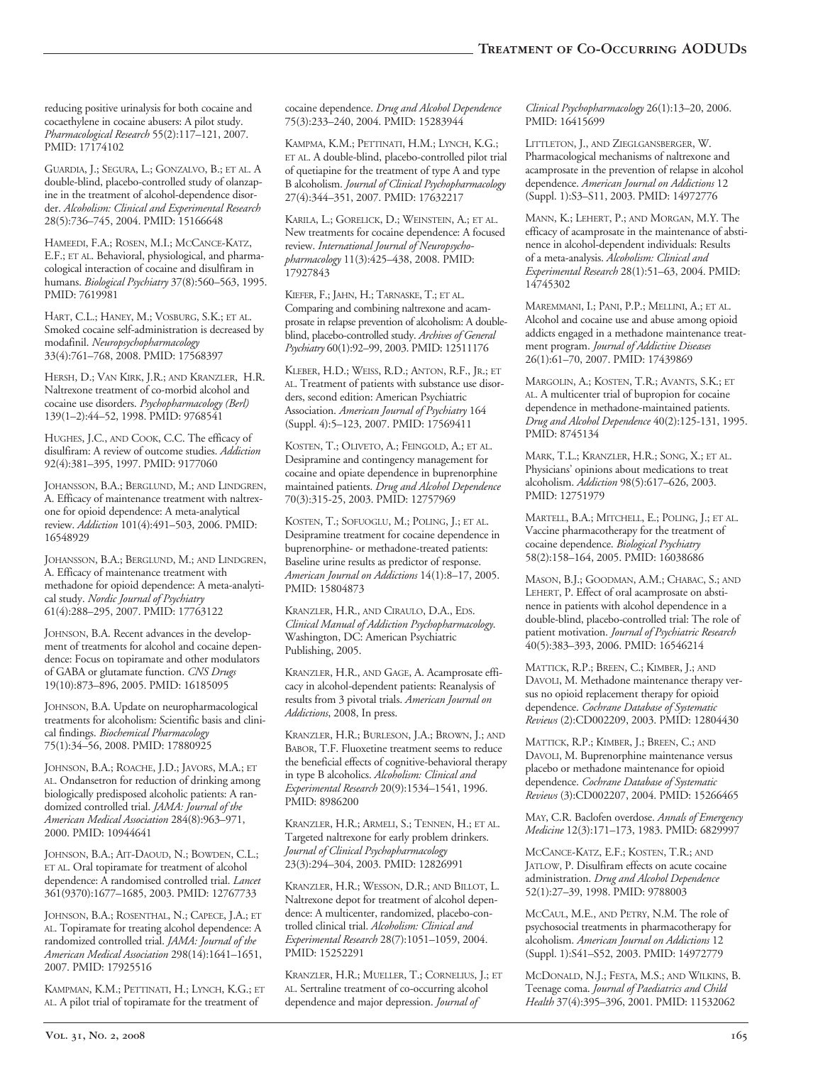reducing positive urinalysis for both cocaine and cocaethylene in cocaine abusers: A pilot study. *Pharmacological Research* 55(2):117–121, 2007. PMID: 17174102

Guardia, J.; Segura, L.; Gonzalvo, B.; et al. A double-blind, placebo-controlled study of olanzapine in the treatment of alcohol-dependence disorder. *Alcoholism: Clinical and Experimental Research* 28(5):736–745, 2004. PMID: 15166648

Hameedi, F.A.; Rosen, M.I.; McCance-Katz, E.F.; et al. Behavioral, physiological, and pharmacological interaction of cocaine and disulfiram in humans. *Biological Psychiatry* 37(8):560–563, 1995. PMID: 7619981

Hart, C.L.; Haney, M.; Vosburg, S.K.; et al. Smoked cocaine self-administration is decreased by modafinil. *Neuropsychopharmacology* 33(4):761–768, 2008. PMID: 17568397

Hersh, D.; Van Kirk, J.R.; and Kranzler, H.R. Naltrexone treatment of co-morbid alcohol and cocaine use disorders. *Psychopharmacology (Berl)* 139(1–2):44–52, 1998. PMID: 9768541

Hughes, J.C., and Cook, C.C. The efficacy of disulfiram: A review of outcome studies. *Addiction* 92(4):381–395, 1997. PMID: 9177060

Johansson, B.A.; Berglund, M.; and Lindgren, A. Efficacy of maintenance treatment with naltrexone for opioid dependence: A meta-analytical review. *Addiction* 101(4):491–503, 2006. PMID: 16548929

Johansson, B.A.; Berglund, M.; and Lindgren, A. Efficacy of maintenance treatment with methadone for opioid dependence: A meta-analytical study. *Nordic Journal of Psychiatry* 61(4):288–295, 2007. PMID: 17763122

Johnson, B.A. Recent advances in the development of treatments for alcohol and cocaine dependence: Focus on topiramate and other modulators of GABA or glutamate function. *CNS Drugs* 19(10):873–896, 2005. PMID: 16185095

Johnson, B.A. Update on neuropharmacological treatments for alcoholism: Scientific basis and clinical findings. *Biochemical Pharmacology* 75(1):34–56, 2008. PMID: 17880925

Johnson, B.A.; Roache, J.D.; Javors, M.A.; et al. Ondansetron for reduction of drinking among biologically predisposed alcoholic patients: A randomized controlled trial. *JAMA: Journal of the American Medical Association* 284(8):963–971, 2000. PMID: 10944641

Johnson, B.A.; Ait-Daoud, N.; Bowden, C.L.; et al. Oral topiramate for treatment of alcohol dependence: A randomised controlled trial. *Lancet* 361(9370):1677–1685, 2003. PMID: 12767733

Johnson, B.A.; Rosenthal, N.; Capece, J.A.; et al. Topiramate for treating alcohol dependence: A randomized controlled trial. *JAMA: Journal of the American Medical Association* 298(14):1641–1651, 2007. PMID: 17925516

Kampman, K.M.; Pettinati, H.; Lynch, K.G.; et al. A pilot trial of topiramate for the treatment of cocaine dependence. *Drug and Alcohol Dependence* 75(3):233–240, 2004. PMID: 15283944

Kampma, K.M.; Pettinati, H.M.; Lynch, K.G.; et al. A double-blind, placebo-controlled pilot trial of quetiapine for the treatment of type A and type B alcoholism. *Journal of Clinical Psychopharmacology* 27(4):344–351, 2007. PMID: 17632217

Karila, L.; Gorelick, D.; Weinstein, A.; et al. New treatments for cocaine dependence: A focused review. *International Journal of Neuropsychopharmacology* 11(3):425–438, 2008. PMID: 17927843

Kiefer, F.; Jahn, H.; Tarnaske, T.; et al. Comparing and combining naltrexone and acamprosate in relapse prevention of alcoholism: A double-blind, placebo-controlled study. *Archives of General Psychiatry* 60(1):92–99, 2003. PMID: 12511176

Kleber, H.D.; Weiss, R.D.; Anton, R.F., Jr.; et al. Treatment of patients with substance use disorders, second edition: American Psychiatric Association. *American Journal of Psychiatry* 164 (Suppl. 4):5–123, 2007. PMID: 17569411

Kosten, T.; Oliveto, A.; Feingold, A.; et al. Desipramine and contingency management for cocaine and opiate dependence in buprenorphine maintained patients. *Drug and Alcohol Dependence* 70(3):315-25, 2003. PMID: 12757969

Kosten, T.; Sofuoglu, M.; Poling, J.; et al. Desipramine treatment for cocaine dependence in buprenorphine- or methadone-treated patients: Baseline urine results as predictor of response. *American Journal on Addictions* 14(1):8–17, 2005. PMID: 15804873

Kranzler, H.R., and Ciraulo, D.A., Eds. *Clinical Manual of Addiction Psychopharmacology*. Washington, DC: American Psychiatric Publishing, 2005.

Kranzler, H.R., and Gage, A. Acamprosate efficacy in alcohol-dependent patients: Reanalysis of results from 3 pivotal trials. *American Journal on Addictions*, 2008, In press.

Kranzler, H.R.; Burleson, J.A.; Brown, J.; and Babor, T.F. Fluoxetine treatment seems to reduce the beneficial effects of cognitive-behavioral therapy in type B alcoholics. *Alcoholism: Clinical and Experimental Research* 20(9):1534–1541, 1996. PMID: 8986200

Kranzler, H.R.; Armeli, S.; Tennen, H.; et al. Targeted naltrexone for early problem drinkers. *Journal of Clinical Psychopharmacology* 23(3):294–304, 2003. PMID: 12826991

Kranzler, H.R.; Wesson, D.R.; and Billot, L. Naltrexone depot for treatment of alcohol dependence: A multicenter, randomized, placebo-controlled clinical trial. *Alcoholism: Clinical and Experimental Research* 28(7):1051–1059, 2004. PMID: 15252291

Kranzler, H.R.; Mueller, T.; Cornelius, J.; et al. Sertraline treatment of co-occurring alcohol dependence and major depression. *Journal of Clinical Psychopharmacology* 26(1):13–20, 2006. PMID: 16415699

Littleton, J., and Zieglgansberger, W. Pharmacological mechanisms of naltrexone and acamprosate in the prevention of relapse in alcohol dependence. *American Journal on Addictions* 12 (Suppl. 1):S3–S11, 2003. PMID: 14972776

Mann, K.; Lehert, P.; and Morgan, M.Y. The efficacy of acamprosate in the maintenance of abstinence in alcohol-dependent individuals: Results of a meta-analysis. *Alcoholism: Clinical and Experimental Research* 28(1):51–63, 2004. PMID: 14745302

Maremmani, I.; Pani, P.P.; Mellini, A.; et al. Alcohol and cocaine use and abuse among opioid addicts engaged in a methadone maintenance treatment program. *Journal of Addictive Diseases* 26(1):61–70, 2007. PMID: 17439869

Margolin, A.; Kosten, T.R.; Avants, S.K.; et al. A multicenter trial of bupropion for cocaine dependence in methadone-maintained patients. *Drug and Alcohol Dependence* 40(2):125-131, 1995. PMID: 8745134

Mark, T.L.; Kranzler, H.R.; Song, X.; et al. Physicians' opinions about medications to treat alcoholism. *Addiction* 98(5):617–626, 2003. PMID: 12751979

Martell, B.A.; Mitchell, E.; Poling, J.; et al. Vaccine pharmacotherapy for the treatment of cocaine dependence. *Biological Psychiatry* 58(2):158–164, 2005. PMID: 16038686

Mason, B.J.; Goodman, A.M.; Chabac, S.; and Lehert, P. Effect of oral acamprosate on abstinence in patients with alcohol dependence in a double-blind, placebo-controlled trial: The role of patient motivation. *Journal of Psychiatric Research* 40(5):383–393, 2006. PMID: 16546214

Mattick, R.P.; Breen, C.; Kimber, J.; and Davoli, M. Methadone maintenance therapy versus no opioid replacement therapy for opioid dependence. *Cochrane Database of Systematic Reviews* (2):CD002209, 2003. PMID: 12804430

Mattick, R.P.; Kimber, J.; Breen, C.; and Davoli, M. Buprenorphine maintenance versus placebo or methadone maintenance for opioid dependence. *Cochrane Database of Systematic Reviews* (3):CD002207, 2004. PMID: 15266465

May, C.R. Baclofen overdose. *Annals of Emergency Medicine* 12(3):171–173, 1983. PMID: 6829997

McCance-Katz, E.F.; Kosten, T.R.; and Jatlow, P. Disulfiram effects on acute cocaine administration. *Drug and Alcohol Dependence* 52(1):27–39, 1998. PMID: 9788003

McCaul, M.E., and Petry, N.M. The role of psychosocial treatments in pharmacotherapy for alcoholism. *American Journal on Addictions* 12 (Suppl. 1):S41–S52, 2003. PMID: 14972779

McDonald, N.J.; Festa, M.S.; and Wilkins, B. Teenage coma. *Journal of Paediatrics and Child Health* 37(4):395–396, 2001. PMID: 11532062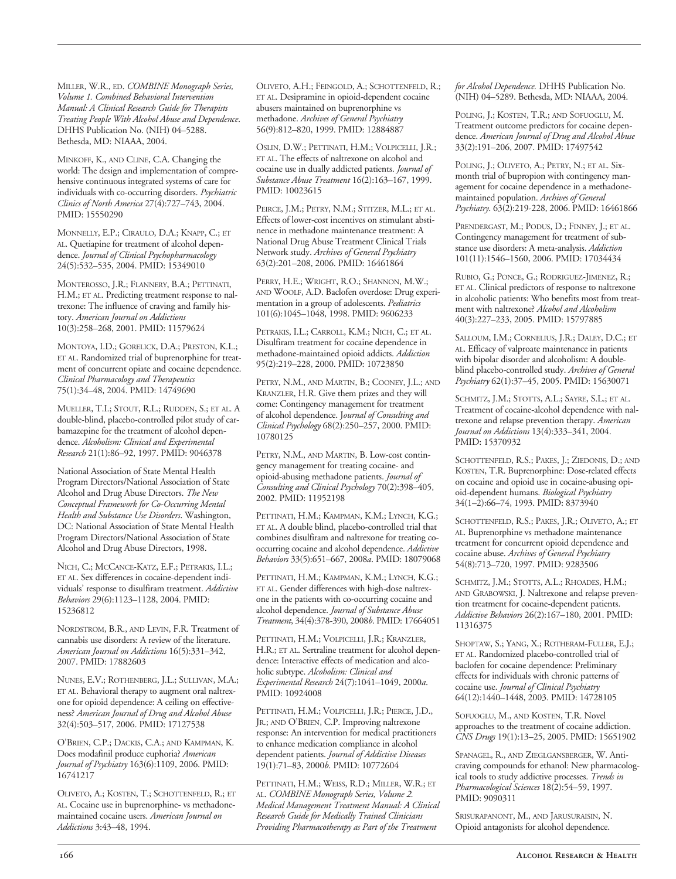MILLER, W.R., ED. *COMBINE Monograph Series, Volume 1. Combined Behavioral Intervention Manual: A Clinical Research Guide for Therapists Treating People With Alcohol Abuse and Dependence*. DHHS Publication No. (NIH) 04–5288. Bethesda, MD: NIAAA, 2004.

MINKOFF, K., AND CLINE, C.A. Changing the world: The design and implementation of comprehensive continuous integrated systems of care for individuals with co-occurring disorders. *Psychiatric Clinics of North America* 27(4):727–743, 2004. PMID: 15550290

MONNELLY, E.P.; CIRAULO, D.A.; KNAPP, C.; ET AL. Quetiapine for treatment of alcohol dependence. *Journal of Clinical Psychopharmacology* 24(5):532–535, 2004. PMID: 15349010

MONTEROSSO, J.R.; FLANNERY, B.A.; PETTINATI, H.M.; ET AL. Predicting treatment response to naltrexone: The influence of craving and family history. *American Journal on Addictions* 10(3):258–268, 2001. PMID: 11579624

MONTOYA, I.D.; GORELICK, D.A.; PRESTON, K.L.; ET AL. Randomized trial of buprenorphine for treatment of concurrent opiate and cocaine dependence. *Clinical Pharmacology and Therapeutics* 75(1):34–48, 2004. PMID: 14749690

MUELLER, T.I.; STOUT, R.L.; RUDDEN, S.; ET AL. A double-blind, placebo-controlled pilot study of carbamazepine for the treatment of alcohol dependence. *Alcoholism: Clinical and Experimental Research* 21(1):86–92, 1997. PMID: 9046378

National Association of State Mental Health Program Directors/National Association of State Alcohol and Drug Abuse Directors. *The New Conceptual Framework for Co-Occurring Mental Health and Substance Use Disorders*. Washington, DC: National Association of State Mental Health Program Directors/National Association of State Alcohol and Drug Abuse Directors, 1998.

NICH, C.; MCCANCE-KATZ, E.F.; PETRAKIS, I.L.; ET AL. Sex differences in cocaine-dependent individuals' response to disulfiram treatment. *Addictive Behaviors* 29(6):1123–1128, 2004. PMID: 15236812

NORDSTROM, B.R., AND LEVIN, F.R. Treatment of cannabis use disorders: A review of the literature. *American Journal on Addictions* 16(5):331–342, 2007. PMID: 17882603

NUNES, E.V.; ROTHENBERG, J.L.; SULLIVAN, M.A.; ET AL. Behavioral therapy to augment oral naltrexone for opioid dependence: A ceiling on effectiveness? *American Journal of Drug and Alcohol Abuse* 32(4):503–517, 2006. PMID: 17127538

O'BRIEN, C.P.; DACKIS, C.A.; AND KAMPMAN, K. Does modafinil produce euphoria? *American Journal of Psychiatry* 163(6):1109, 2006. PMID: 16741217

OLIVETO, A.; KOSTEN, T.; SCHOTTENFELD, R.; ET AL. Cocaine use in buprenorphine- vs methadone-maintained cocaine users. *American Journal on Addictions* 3:43–48, 1994.

OLIVETO, A.H.; FEINGOLD, A.; SCHOTTENFELD, R.; ET AL. Desipramine in opioid-dependent cocaine abusers maintained on buprenorphine vs methadone. *Archives of General Psychiatry* 56(9):812–820, 1999. PMID: 12884887

OSLIN, D.W.; PETTINATI, H.M.; VOLPICELLI, J.R.; ET AL. The effects of naltrexone on alcohol and cocaine use in dually addicted patients. *Journal of Substance Abuse Treatment* 16(2):163–167, 1999. PMID: 10023615

PEIRCE, J.M.; PETRY, N.M.; STITZER, M.L.; ET AL. Effects of lower-cost incentives on stimulant abstinence in methadone maintenance treatment: A National Drug Abuse Treatment Clinical Trials Network study. *Archives of General Psychiatry* 63(2):201–208, 2006. PMID: 16461864

PERRY, H.E.; WRIGHT, R.O.; SHANNON, M.W.; AND WOOLF, A.D. Baclofen overdose: Drug experimentation in a group of adolescents. *Pediatrics* 101(6):1045–1048, 1998. PMID: 9606233

PETRAKIS, I.L.; CARROLL, K.M.; NICH, C.; ET AL. Disulfiram treatment for cocaine dependence in methadone-maintained opioid addicts. *Addiction* 95(2):219–228, 2000. PMID: 10723850

PETRY, N.M., AND MARTIN, B.; COONEY, J.L.; AND KRANZLER, H.R. Give them prizes and they will come: Contingency management for treatment of alcohol dependence. *Journal of Consulting and Clinical Psychology* 68(2):250–257, 2000. PMID: 10780125

PETRY, N.M., AND MARTIN, B. Low-cost contingency management for treating cocaine- and opioid-abusing methadone patients. *Journal of Consulting and Clinical Psychology* 70(2):398–405, 2002. PMID: 11952198

PETTINATI, H.M.; KAMPMAN, K.M.; LYNCH, K.G.; ET AL. A double blind, placebo-controlled trial that combines disulfiram and naltrexone for treating co-occurring cocaine and alcohol dependence. *Addictive Behaviors* 33(5):651–667, 2008*a*. PMID: 18079068

PETTINATI, H.M.; KAMPMAN, K.M.; LYNCH, K.G.; ET AL. Gender differences with high-dose naltrexone in the patients with co-occurring cocaine and alcohol dependence. *Journal of Substance Abuse Treatment*, 34(4):378-390, 2008*b*. PMID: 17664051

PETTINATI, H.M.; VOLPICELLI, J.R.; KRANZLER, H.R.; ET AL. Sertraline treatment for alcohol dependence: Interactive effects of medication and alcoholic subtype. *Alcoholism: Clinical and Experimental Research* 24(7):1041–1049, 2000*a*. PMID: 10924008

PETTINATI, H.M.; VOLPICELLI, J.R.; PIERCE, J.D., JR.; AND O'BRIEN, C.P. Improving naltrexone response: An intervention for medical practitioners to enhance medication compliance in alcohol dependent patients. *Journal of Addictive Diseases* 19(1):71–83, 2000*b*. PMID: 10772604

PETTINATI, H.M.; WEISS, R.D.; MILLER, W.R.; ET AL. *COMBINE Monograph Series, Volume 2. Medical Management Treatment Manual: A Clinical Research Guide for Medically Trained Clinicians Providing Pharmacotherapy as Part of the Treatment for Alcohol Dependence.* DHHS Publication No. (NIH) 04–5289. Bethesda, MD: NIAAA, 2004.

POLING, J.; KOSTEN, T.R.; AND SOFUOGLU, M. Treatment outcome predictors for cocaine dependence. *American Journal of Drug and Alcohol Abuse* 33(2):191–206, 2007. PMID: 17497542

POLING, J.; OLIVETO, A.; PETRY, N.; ET AL. Six-month trial of bupropion with contingency management for cocaine dependence in a methadone-maintained population. *Archives of General Psychiatry*. 63(2):219-228, 2006. PMID: 16461866

PRENDERGAST, M.; PODUS, D.; FINNEY, J.; ET AL. Contingency management for treatment of substance use disorders: A meta-analysis. *Addiction* 101(11):1546–1560, 2006. PMID: 17034434

RUBIO, G.; PONCE, G.; RODRIGUEZ-JIMENEZ, R.; ET AL. Clinical predictors of response to naltrexone in alcoholic patients: Who benefits most from treatment with naltrexone? *Alcohol and Alcoholism* 40(3):227–233, 2005. PMID: 15797885

SALLOUM, I.M.; CORNELIUS, J.R.; DALEY, D.C.; ET AL. Efficacy of valproate maintenance in patients with bipolar disorder and alcoholism: A double-blind placebo-controlled study. *Archives of General Psychiatry* 62(1):37–45, 2005. PMID: 15630071

SCHMITZ, J.M.; STOTTS, A.L.; SAYRE, S.L.; ET AL. Treatment of cocaine-alcohol dependence with naltrexone and relapse prevention therapy. *American Journal on Addictions* 13(4):333–341, 2004. PMID: 15370932

SCHOTTENFELD, R.S.; PAKES, J.; ZIEDONIS, D.; AND KOSTEN, T.R. Buprenorphine: Dose-related effects on cocaine and opioid use in cocaine-abusing opioid-dependent humans. *Biological Psychiatry* 34(1–2):66–74, 1993. PMID: 8373940

SCHOTTENFELD, R.S.; PAKES, J.R.; OLIVETO, A.; ET AL. Buprenorphine vs methadone maintenance treatment for concurrent opioid dependence and cocaine abuse. *Archives of General Psychiatry* 54(8):713–720, 1997. PMID: 9283506

SCHMITZ, J.M.; STOTTS, A.L.; RHOADES, H.M.; AND GRABOWSKI, J. Naltrexone and relapse prevention treatment for cocaine-dependent patients. *Addictive Behaviors* 26(2):167–180, 2001. PMID: 11316375

SHOPTAW, S.; YANG, X.; ROTHERAM-FULLER, E.J.; ET AL. Randomized placebo-controlled trial of baclofen for cocaine dependence: Preliminary effects for individuals with chronic patterns of cocaine use. *Journal of Clinical Psychiatry* 64(12):1440–1448, 2003. PMID: 14728105

SOFUOGLU, M., AND KOSTEN, T.R. Novel approaches to the treatment of cocaine addiction. *CNS Drugs* 19(1):13–25, 2005. PMID: 15651902

SPANAGEL, R., AND ZIEGLGANSBERGER, W. Anti-craving compounds for ethanol: New pharmacological tools to study addictive processes. *Trends in Pharmacological Sciences* 18(2):54–59, 1997. PMID: 9090311

SRISURAPANONT, M., AND JARUSURAISIN, N. Opioid antagonists for alcohol dependence.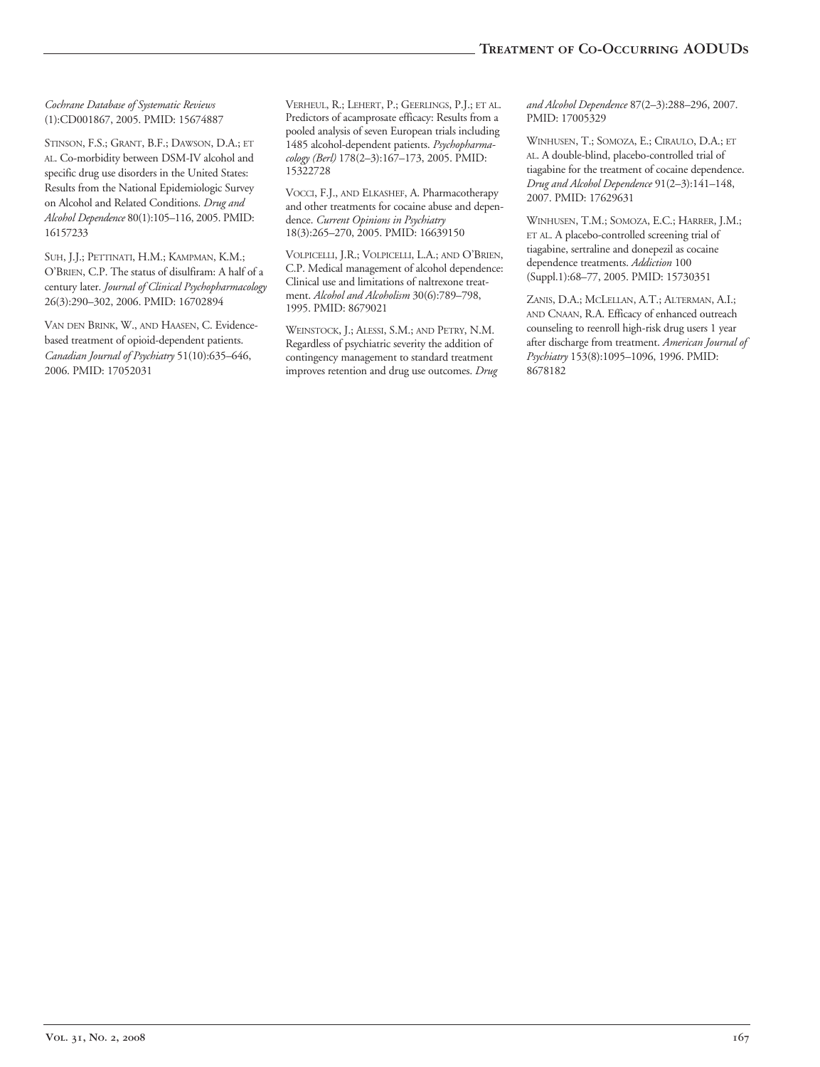*Cochrane Database of Systematic Reviews* (1):CD001867, 2005. PMID: 15674887

Stinson, F.S.; Grant, B.F.; Dawson, D.A.; et al. Co-morbidity between DSM-IV alcohol and specific drug use disorders in the United States: Results from the National Epidemiologic Survey on Alcohol and Related Conditions. *Drug and Alcohol Dependence* 80(1):105–116, 2005. PMID: 16157233

Suh, J.J.; Pettinati, H.M.; Kampman, K.M.; O'Brien, C.P. The status of disulfiram: A half of a century later. *Journal of Clinical Psychopharmacology* 26(3):290–302, 2006. PMID: 16702894

van den Brink, W., and Haasen, C. Evidence-based treatment of opioid-dependent patients. *Canadian Journal of Psychiatry* 51(10):635–646, 2006. PMID: 17052031

Verheul, R.; Lehert, P.; Geerlings, P.J.; et al. Predictors of acamprosate efficacy: Results from a pooled analysis of seven European trials including 1485 alcohol-dependent patients. *Psychopharmacology (Berl)* 178(2–3):167–173, 2005. PMID: 15322728

Vocci, F.J., and Elkashef, A. Pharmacotherapy and other treatments for cocaine abuse and dependence. *Current Opinions in Psychiatry* 18(3):265–270, 2005. PMID: 16639150

Volpicelli, J.R.; Volpicelli, L.A.; and O'Brien, C.P. Medical management of alcohol dependence: Clinical use and limitations of naltrexone treatment. *Alcohol and Alcoholism* 30(6):789–798, 1995. PMID: 8679021

Weinstock, J.; Alessi, S.M.; and Petry, N.M. Regardless of psychiatric severity the addition of contingency management to standard treatment improves retention and drug use outcomes. *Drug and Alcohol Dependence* 87(2–3):288–296, 2007. PMID: 17005329

Winhusen, T.; Somoza, E.; Ciraulo, D.A.; et al. A double-blind, placebo-controlled trial of tiagabine for the treatment of cocaine dependence. *Drug and Alcohol Dependence* 91(2–3):141–148, 2007. PMID: 17629631

Winhusen, T.M.; Somoza, E.C.; Harrer, J.M.; et al. A placebo-controlled screening trial of tiagabine, sertraline and donepezil as cocaine dependence treatments. *Addiction* 100 (Suppl.1):68–77, 2005. PMID: 15730351

Zanis, D.A.; McLellan, A.T.; Alterman, A.I.; and Cnaan, R.A. Efficacy of enhanced outreach counseling to reenroll high-risk drug users 1 year after discharge from treatment. *American Journal of Psychiatry* 153(8):1095–1096, 1996. PMID: 8678182